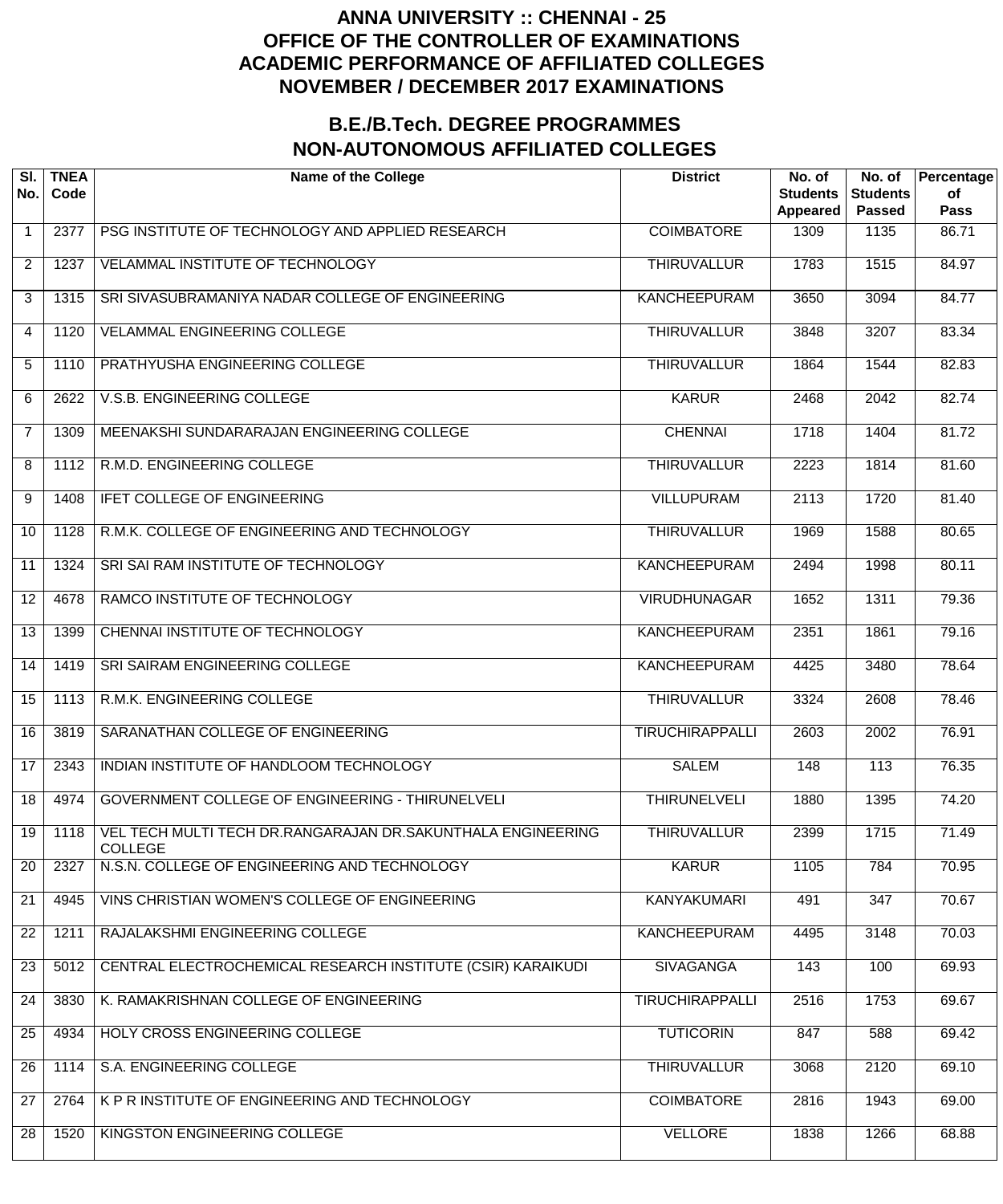# ANNA UNIVERSITY :: CHENNAI - 25
# OFFICE OF THE CONTROLLER OF EXAMINATIONS
# ACADEMIC PERFORMANCE OF AFFILIATED COLLEGES
# NOVEMBER / DECEMBER 2017 EXAMINATIONS

## B.E./B.Tech. DEGREE PROGRAMMES
## NON-AUTONOMOUS AFFILIATED COLLEGES

| Sl. No. | TNEA Code | Name of the College | District | No. of Students Appeared | No. of Students Passed | Percentage of Pass |
|---|---|---|---|---|---|---|
| 1 | 2377 | PSG INSTITUTE OF TECHNOLOGY AND APPLIED RESEARCH | COIMBATORE | 1309 | 1135 | 86.71 |
| 2 | 1237 | VELAMMAL INSTITUTE OF TECHNOLOGY | THIRUVALLUR | 1783 | 1515 | 84.97 |
| 3 | 1315 | SRI SIVASUBRAMANIYA NADAR COLLEGE OF ENGINEERING | KANCHEEPURAM | 3650 | 3094 | 84.77 |
| 4 | 1120 | VELAMMAL ENGINEERING COLLEGE | THIRUVALLUR | 3848 | 3207 | 83.34 |
| 5 | 1110 | PRATHYUSHA ENGINEERING COLLEGE | THIRUVALLUR | 1864 | 1544 | 82.83 |
| 6 | 2622 | V.S.B. ENGINEERING COLLEGE | KARUR | 2468 | 2042 | 82.74 |
| 7 | 1309 | MEENAKSHI SUNDARARAJAN ENGINEERING COLLEGE | CHENNAI | 1718 | 1404 | 81.72 |
| 8 | 1112 | R.M.D. ENGINEERING COLLEGE | THIRUVALLUR | 2223 | 1814 | 81.60 |
| 9 | 1408 | IFET COLLEGE OF ENGINEERING | VILLUPURAM | 2113 | 1720 | 81.40 |
| 10 | 1128 | R.M.K. COLLEGE OF ENGINEERING AND TECHNOLOGY | THIRUVALLUR | 1969 | 1588 | 80.65 |
| 11 | 1324 | SRI SAI RAM INSTITUTE OF TECHNOLOGY | KANCHEEPURAM | 2494 | 1998 | 80.11 |
| 12 | 4678 | RAMCO INSTITUTE OF TECHNOLOGY | VIRUDHUNAGAR | 1652 | 1311 | 79.36 |
| 13 | 1399 | CHENNAI INSTITUTE OF TECHNOLOGY | KANCHEEPURAM | 2351 | 1861 | 79.16 |
| 14 | 1419 | SRI SAIRAM ENGINEERING COLLEGE | KANCHEEPURAM | 4425 | 3480 | 78.64 |
| 15 | 1113 | R.M.K. ENGINEERING COLLEGE | THIRUVALLUR | 3324 | 2608 | 78.46 |
| 16 | 3819 | SARANATHAN COLLEGE OF ENGINEERING | TIRUCHIRAPPALLI | 2603 | 2002 | 76.91 |
| 17 | 2343 | INDIAN INSTITUTE OF HANDLOOM TECHNOLOGY | SALEM | 148 | 113 | 76.35 |
| 18 | 4974 | GOVERNMENT COLLEGE OF ENGINEERING - THIRUNELVELI | THIRUNELVELI | 1880 | 1395 | 74.20 |
| 19 | 1118 | VEL TECH MULTI TECH DR.RANGARAJAN DR.SAKUNTHALA ENGINEERING COLLEGE | THIRUVALLUR | 2399 | 1715 | 71.49 |
| 20 | 2327 | N.S.N. COLLEGE OF ENGINEERING AND TECHNOLOGY | KARUR | 1105 | 784 | 70.95 |
| 21 | 4945 | VINS CHRISTIAN WOMEN'S COLLEGE OF ENGINEERING | KANYAKUMARI | 491 | 347 | 70.67 |
| 22 | 1211 | RAJALAKSHMI ENGINEERING COLLEGE | KANCHEEPURAM | 4495 | 3148 | 70.03 |
| 23 | 5012 | CENTRAL ELECTROCHEMICAL RESEARCH INSTITUTE (CSIR) KARAIKUDI | SIVAGANGA | 143 | 100 | 69.93 |
| 24 | 3830 | K. RAMAKRISHNAN COLLEGE OF ENGINEERING | TIRUCHIRAPPALLI | 2516 | 1753 | 69.67 |
| 25 | 4934 | HOLY CROSS ENGINEERING COLLEGE | TUTICORIN | 847 | 588 | 69.42 |
| 26 | 1114 | S.A. ENGINEERING COLLEGE | THIRUVALLUR | 3068 | 2120 | 69.10 |
| 27 | 2764 | K P R INSTITUTE OF ENGINEERING AND TECHNOLOGY | COIMBATORE | 2816 | 1943 | 69.00 |
| 28 | 1520 | KINGSTON ENGINEERING COLLEGE | VELLORE | 1838 | 1266 | 68.88 |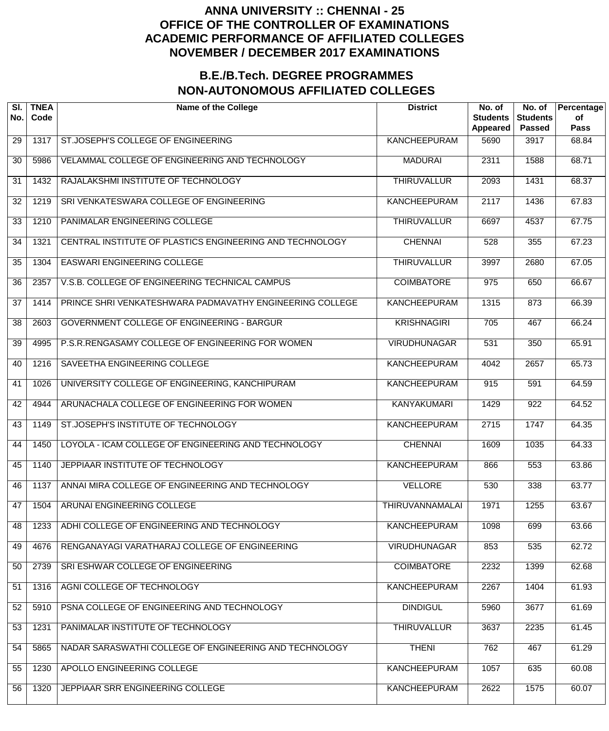# ANNA UNIVERSITY :: CHENNAI - 25
# OFFICE OF THE CONTROLLER OF EXAMINATIONS
# ACADEMIC PERFORMANCE OF AFFILIATED COLLEGES
# NOVEMBER / DECEMBER 2017 EXAMINATIONS

## B.E./B.Tech. DEGREE PROGRAMMES
## NON-AUTONOMOUS AFFILIATED COLLEGES

| Sl. No. | TNEA Code | Name of the College | District | No. of Students Appeared | No. of Students Passed | Percentage of Pass |
|---|---|---|---|---|---|---|
| 29 | 1317 | ST.JOSEPH'S COLLEGE OF ENGINEERING | KANCHEEPURAM | 5690 | 3917 | 68.84 |
| 30 | 5986 | VELAMMAL COLLEGE OF ENGINEERING AND TECHNOLOGY | MADURAI | 2311 | 1588 | 68.71 |
| 31 | 1432 | RAJALAKSHMI INSTITUTE OF TECHNOLOGY | THIRUVALLUR | 2093 | 1431 | 68.37 |
| 32 | 1219 | SRI VENKATESWARA COLLEGE OF ENGINEERING | KANCHEEPURAM | 2117 | 1436 | 67.83 |
| 33 | 1210 | PANIMALAR ENGINEERING COLLEGE | THIRUVALLUR | 6697 | 4537 | 67.75 |
| 34 | 1321 | CENTRAL INSTITUTE OF PLASTICS ENGINEERING AND TECHNOLOGY | CHENNAI | 528 | 355 | 67.23 |
| 35 | 1304 | EASWARI ENGINEERING COLLEGE | THIRUVALLUR | 3997 | 2680 | 67.05 |
| 36 | 2357 | V.S.B. COLLEGE OF ENGINEERING TECHNICAL CAMPUS | COIMBATORE | 975 | 650 | 66.67 |
| 37 | 1414 | PRINCE SHRI VENKATESHWARA PADMAVATHY ENGINEERING COLLEGE | KANCHEEPURAM | 1315 | 873 | 66.39 |
| 38 | 2603 | GOVERNMENT COLLEGE OF ENGINEERING - BARGUR | KRISHNAGIRI | 705 | 467 | 66.24 |
| 39 | 4995 | P.S.R.RENGASAMY COLLEGE OF ENGINEERING FOR WOMEN | VIRUDHUNAGAR | 531 | 350 | 65.91 |
| 40 | 1216 | SAVEETHA ENGINEERING COLLEGE | KANCHEEPURAM | 4042 | 2657 | 65.73 |
| 41 | 1026 | UNIVERSITY COLLEGE OF ENGINEERING, KANCHIPURAM | KANCHEEPURAM | 915 | 591 | 64.59 |
| 42 | 4944 | ARUNACHALA COLLEGE OF ENGINEERING FOR WOMEN | KANYAKUMARI | 1429 | 922 | 64.52 |
| 43 | 1149 | ST.JOSEPH'S INSTITUTE OF TECHNOLOGY | KANCHEEPURAM | 2715 | 1747 | 64.35 |
| 44 | 1450 | LOYOLA - ICAM COLLEGE OF ENGINEERING AND TECHNOLOGY | CHENNAI | 1609 | 1035 | 64.33 |
| 45 | 1140 | JEPPIAAR INSTITUTE OF TECHNOLOGY | KANCHEEPURAM | 866 | 553 | 63.86 |
| 46 | 1137 | ANNAI MIRA COLLEGE OF ENGINEERING AND TECHNOLOGY | VELLORE | 530 | 338 | 63.77 |
| 47 | 1504 | ARUNAI ENGINEERING COLLEGE | THIRUVANNAMALAI | 1971 | 1255 | 63.67 |
| 48 | 1233 | ADHI COLLEGE OF ENGINEERING AND TECHNOLOGY | KANCHEEPURAM | 1098 | 699 | 63.66 |
| 49 | 4676 | RENGANAYAGI VARATHARAJ COLLEGE OF ENGINEERING | VIRUDHUNAGAR | 853 | 535 | 62.72 |
| 50 | 2739 | SRI ESHWAR COLLEGE OF ENGINEERING | COIMBATORE | 2232 | 1399 | 62.68 |
| 51 | 1316 | AGNI COLLEGE OF TECHNOLOGY | KANCHEEPURAM | 2267 | 1404 | 61.93 |
| 52 | 5910 | PSNA COLLEGE OF ENGINEERING AND TECHNOLOGY | DINDIGUL | 5960 | 3677 | 61.69 |
| 53 | 1231 | PANIMALAR INSTITUTE OF TECHNOLOGY | THIRUVALLUR | 3637 | 2235 | 61.45 |
| 54 | 5865 | NADAR SARASWATHI COLLEGE OF ENGINEERING AND TECHNOLOGY | THENI | 762 | 467 | 61.29 |
| 55 | 1230 | APOLLO ENGINEERING COLLEGE | KANCHEEPURAM | 1057 | 635 | 60.08 |
| 56 | 1320 | JEPPIAAR SRR ENGINEERING COLLEGE | KANCHEEPURAM | 2622 | 1575 | 60.07 |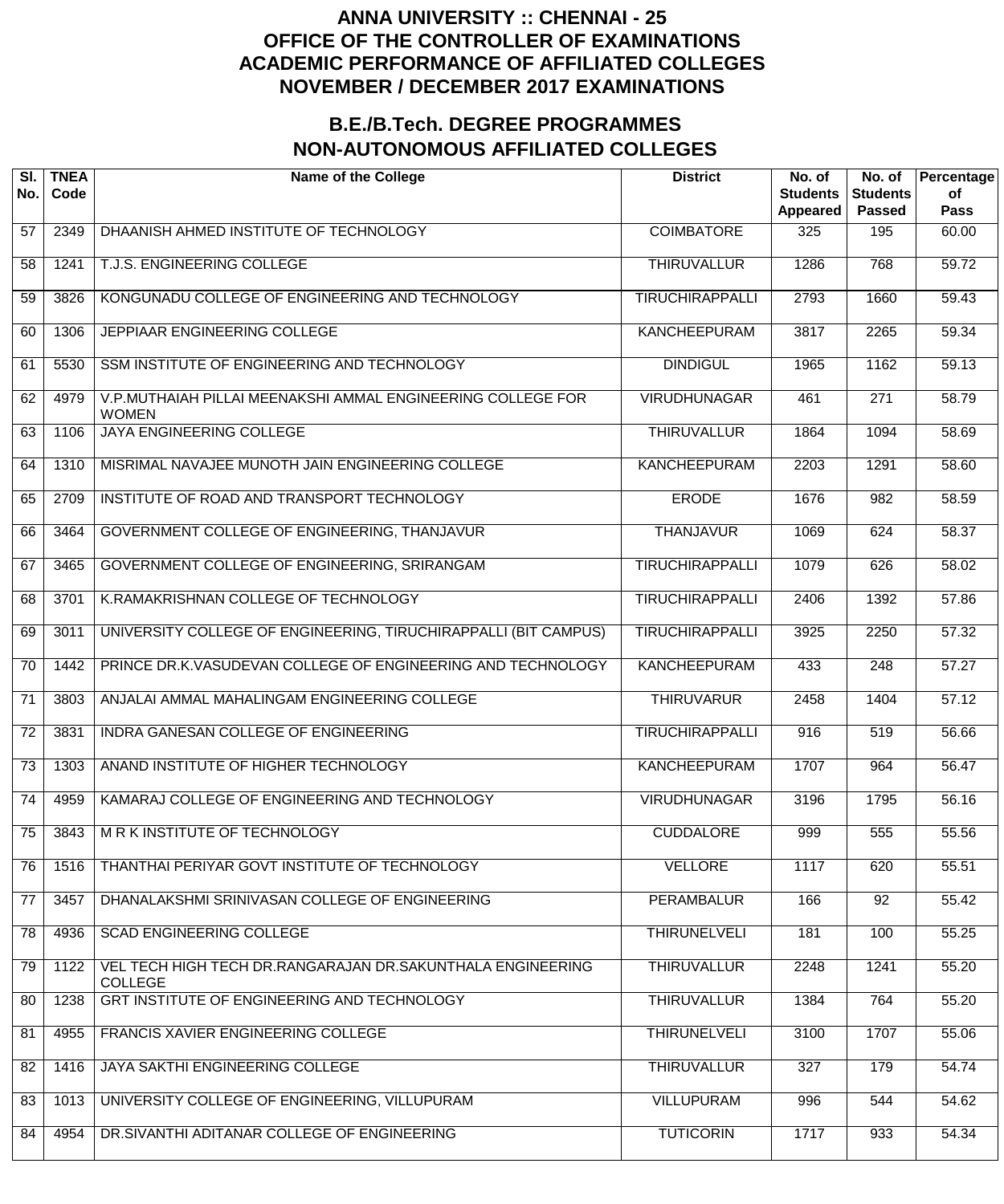# ANNA UNIVERSITY :: CHENNAI - 25
# OFFICE OF THE CONTROLLER OF EXAMINATIONS
# ACADEMIC PERFORMANCE OF AFFILIATED COLLEGES
# NOVEMBER / DECEMBER 2017 EXAMINATIONS

## B.E./B.Tech. DEGREE PROGRAMMES
## NON-AUTONOMOUS AFFILIATED COLLEGES

| Sl. No. | TNEA Code | Name of the College | District | No. of Students Appeared | No. of Students Passed | Percentage of Pass |
|---|---|---|---|---|---|---|
| 57 | 2349 | DHAANISH AHMED INSTITUTE OF TECHNOLOGY | COIMBATORE | 325 | 195 | 60.00 |
| 58 | 1241 | T.J.S. ENGINEERING COLLEGE | THIRUVALLUR | 1286 | 768 | 59.72 |
| 59 | 3826 | KONGUNADU COLLEGE OF ENGINEERING AND TECHNOLOGY | TIRUCHIRAPPALLI | 2793 | 1660 | 59.43 |
| 60 | 1306 | JEPPIAAR ENGINEERING COLLEGE | KANCHEEPURAM | 3817 | 2265 | 59.34 |
| 61 | 5530 | SSM INSTITUTE OF ENGINEERING AND TECHNOLOGY | DINDIGUL | 1965 | 1162 | 59.13 |
| 62 | 4979 | V.P.MUTHAIAH PILLAI MEENAKSHI AMMAL ENGINEERING COLLEGE FOR WOMEN | VIRUDHUNAGAR | 461 | 271 | 58.79 |
| 63 | 1106 | JAYA ENGINEERING COLLEGE | THIRUVALLUR | 1864 | 1094 | 58.69 |
| 64 | 1310 | MISRIMAL NAVAJEE MUNOTH JAIN ENGINEERING COLLEGE | KANCHEEPURAM | 2203 | 1291 | 58.60 |
| 65 | 2709 | INSTITUTE OF ROAD AND TRANSPORT TECHNOLOGY | ERODE | 1676 | 982 | 58.59 |
| 66 | 3464 | GOVERNMENT COLLEGE OF ENGINEERING, THANJAVUR | THANJAVUR | 1069 | 624 | 58.37 |
| 67 | 3465 | GOVERNMENT COLLEGE OF ENGINEERING, SRIRANGAM | TIRUCHIRAPPALLI | 1079 | 626 | 58.02 |
| 68 | 3701 | K.RAMAKRISHNAN COLLEGE OF TECHNOLOGY | TIRUCHIRAPPALLI | 2406 | 1392 | 57.86 |
| 69 | 3011 | UNIVERSITY COLLEGE OF ENGINEERING, TIRUCHIRAPPALLI (BIT CAMPUS) | TIRUCHIRAPPALLI | 3925 | 2250 | 57.32 |
| 70 | 1442 | PRINCE DR.K.VASUDEVAN COLLEGE OF ENGINEERING AND TECHNOLOGY | KANCHEEPURAM | 433 | 248 | 57.27 |
| 71 | 3803 | ANJALAI AMMAL MAHALINGAM ENGINEERING COLLEGE | THIRUVARUR | 2458 | 1404 | 57.12 |
| 72 | 3831 | INDRA GANESAN COLLEGE OF ENGINEERING | TIRUCHIRAPPALLI | 916 | 519 | 56.66 |
| 73 | 1303 | ANAND INSTITUTE OF HIGHER TECHNOLOGY | KANCHEEPURAM | 1707 | 964 | 56.47 |
| 74 | 4959 | KAMARAJ COLLEGE OF ENGINEERING AND TECHNOLOGY | VIRUDHUNAGAR | 3196 | 1795 | 56.16 |
| 75 | 3843 | M R K INSTITUTE OF TECHNOLOGY | CUDDALORE | 999 | 555 | 55.56 |
| 76 | 1516 | THANTHAI PERIYAR GOVT INSTITUTE OF TECHNOLOGY | VELLORE | 1117 | 620 | 55.51 |
| 77 | 3457 | DHANALAKSHMI SRINIVASAN COLLEGE OF ENGINEERING | PERAMBALUR | 166 | 92 | 55.42 |
| 78 | 4936 | SCAD ENGINEERING COLLEGE | THIRUNELVELI | 181 | 100 | 55.25 |
| 79 | 1122 | VEL TECH HIGH TECH DR.RANGARAJAN DR.SAKUNTHALA ENGINEERING COLLEGE | THIRUVALLUR | 2248 | 1241 | 55.20 |
| 80 | 1238 | GRT INSTITUTE OF ENGINEERING AND TECHNOLOGY | THIRUVALLUR | 1384 | 764 | 55.20 |
| 81 | 4955 | FRANCIS XAVIER ENGINEERING COLLEGE | THIRUNELVELI | 3100 | 1707 | 55.06 |
| 82 | 1416 | JAYA SAKTHI ENGINEERING COLLEGE | THIRUVALLUR | 327 | 179 | 54.74 |
| 83 | 1013 | UNIVERSITY COLLEGE OF ENGINEERING, VILLUPURAM | VILLUPURAM | 996 | 544 | 54.62 |
| 84 | 4954 | DR.SIVANTHI ADITANAR COLLEGE OF ENGINEERING | TUTICORIN | 1717 | 933 | 54.34 |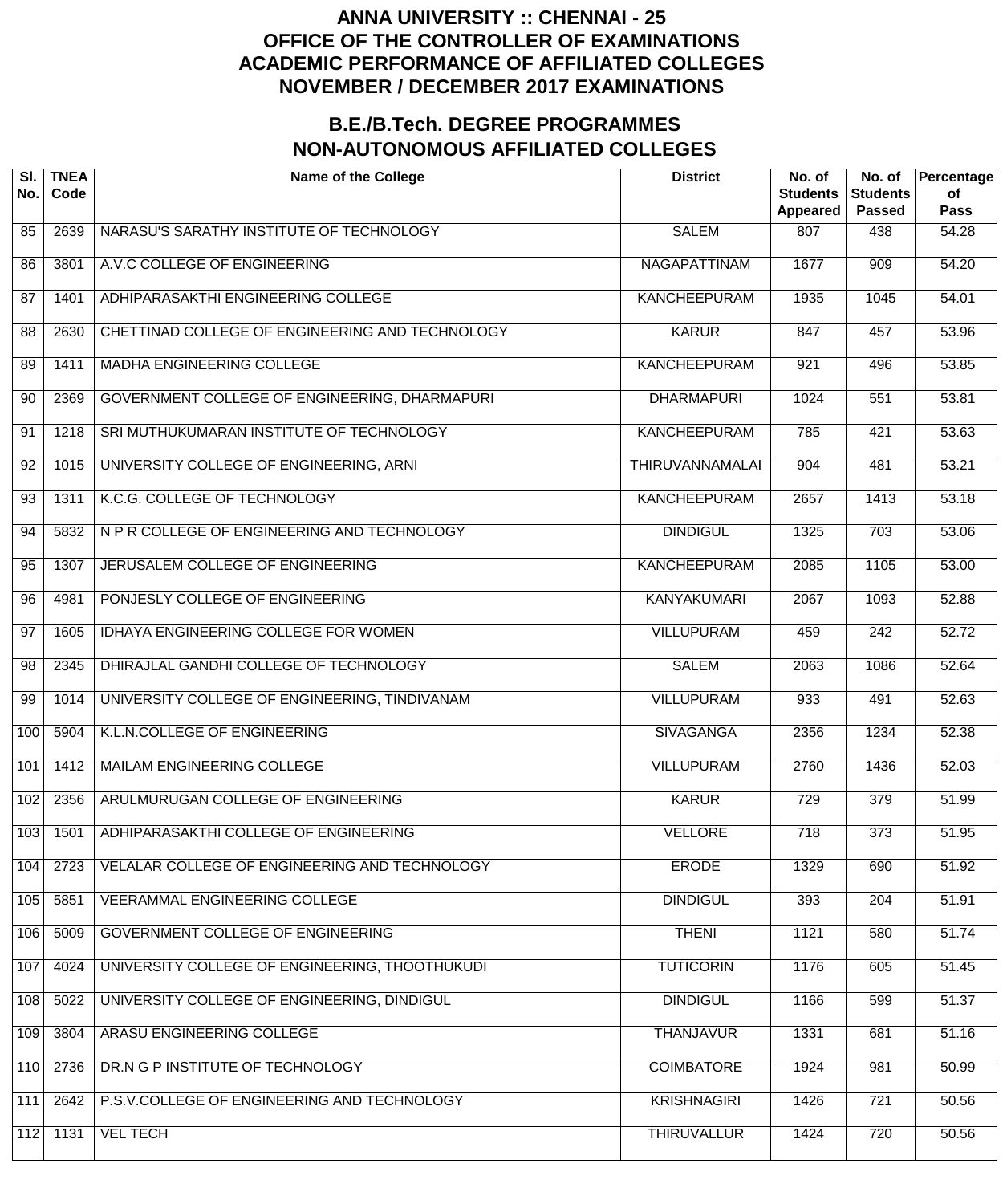# ANNA UNIVERSITY :: CHENNAI - 25
# OFFICE OF THE CONTROLLER OF EXAMINATIONS
# ACADEMIC PERFORMANCE OF AFFILIATED COLLEGES
# NOVEMBER / DECEMBER 2017 EXAMINATIONS

## B.E./B.Tech. DEGREE PROGRAMMES
## NON-AUTONOMOUS AFFILIATED COLLEGES

| Sl. No. | TNEA Code | Name of the College | District | No. of Students Appeared | No. of Students Passed | Percentage of Pass |
|---|---|---|---|---|---|---|
| 85 | 2639 | NARASU'S SARATHY INSTITUTE OF TECHNOLOGY | SALEM | 807 | 438 | 54.28 |
| 86 | 3801 | A.V.C COLLEGE OF ENGINEERING | NAGAPATTINAM | 1677 | 909 | 54.20 |
| 87 | 1401 | ADHIPARASAKTHI ENGINEERING COLLEGE | KANCHEEPURAM | 1935 | 1045 | 54.01 |
| 88 | 2630 | CHETTINAD COLLEGE OF ENGINEERING AND TECHNOLOGY | KARUR | 847 | 457 | 53.96 |
| 89 | 1411 | MADHA ENGINEERING COLLEGE | KANCHEEPURAM | 921 | 496 | 53.85 |
| 90 | 2369 | GOVERNMENT COLLEGE OF ENGINEERING, DHARMAPURI | DHARMAPURI | 1024 | 551 | 53.81 |
| 91 | 1218 | SRI MUTHUKUMARAN INSTITUTE OF TECHNOLOGY | KANCHEEPURAM | 785 | 421 | 53.63 |
| 92 | 1015 | UNIVERSITY COLLEGE OF ENGINEERING, ARNI | THIRUVANNAMALAI | 904 | 481 | 53.21 |
| 93 | 1311 | K.C.G. COLLEGE OF TECHNOLOGY | KANCHEEPURAM | 2657 | 1413 | 53.18 |
| 94 | 5832 | N P R COLLEGE OF ENGINEERING AND TECHNOLOGY | DINDIGUL | 1325 | 703 | 53.06 |
| 95 | 1307 | JERUSALEM COLLEGE OF ENGINEERING | KANCHEEPURAM | 2085 | 1105 | 53.00 |
| 96 | 4981 | PONJESLY COLLEGE OF ENGINEERING | KANYAKUMARI | 2067 | 1093 | 52.88 |
| 97 | 1605 | IDHAYA ENGINEERING COLLEGE FOR WOMEN | VILLUPURAM | 459 | 242 | 52.72 |
| 98 | 2345 | DHIRAJLAL GANDHI COLLEGE OF TECHNOLOGY | SALEM | 2063 | 1086 | 52.64 |
| 99 | 1014 | UNIVERSITY COLLEGE OF ENGINEERING, TINDIVANAM | VILLUPURAM | 933 | 491 | 52.63 |
| 100 | 5904 | K.L.N.COLLEGE OF ENGINEERING | SIVAGANGA | 2356 | 1234 | 52.38 |
| 101 | 1412 | MAILAM ENGINEERING COLLEGE | VILLUPURAM | 2760 | 1436 | 52.03 |
| 102 | 2356 | ARULMURUGAN COLLEGE OF ENGINEERING | KARUR | 729 | 379 | 51.99 |
| 103 | 1501 | ADHIPARASAKTHI COLLEGE OF ENGINEERING | VELLORE | 718 | 373 | 51.95 |
| 104 | 2723 | VELALAR COLLEGE OF ENGINEERING AND TECHNOLOGY | ERODE | 1329 | 690 | 51.92 |
| 105 | 5851 | VEERAMMAL ENGINEERING COLLEGE | DINDIGUL | 393 | 204 | 51.91 |
| 106 | 5009 | GOVERNMENT COLLEGE OF ENGINEERING | THENI | 1121 | 580 | 51.74 |
| 107 | 4024 | UNIVERSITY COLLEGE OF ENGINEERING, THOOTHUKUDI | TUTICORIN | 1176 | 605 | 51.45 |
| 108 | 5022 | UNIVERSITY COLLEGE OF ENGINEERING, DINDIGUL | DINDIGUL | 1166 | 599 | 51.37 |
| 109 | 3804 | ARASU ENGINEERING COLLEGE | THANJAVUR | 1331 | 681 | 51.16 |
| 110 | 2736 | DR.N G P INSTITUTE OF TECHNOLOGY | COIMBATORE | 1924 | 981 | 50.99 |
| 111 | 2642 | P.S.V.COLLEGE OF ENGINEERING AND TECHNOLOGY | KRISHNAGIRI | 1426 | 721 | 50.56 |
| 112 | 1131 | VEL TECH | THIRUVALLUR | 1424 | 720 | 50.56 |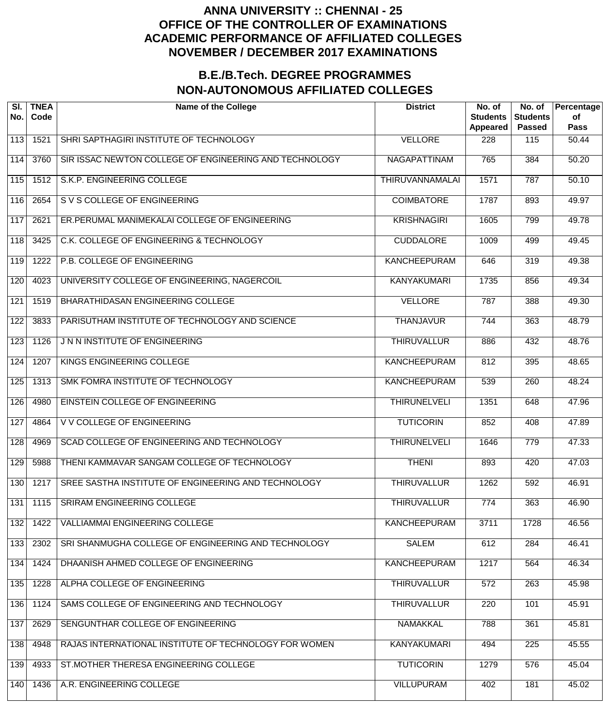# ANNA UNIVERSITY :: CHENNAI - 25
# OFFICE OF THE CONTROLLER OF EXAMINATIONS
# ACADEMIC PERFORMANCE OF AFFILIATED COLLEGES
# NOVEMBER / DECEMBER 2017 EXAMINATIONS

## B.E./B.Tech. DEGREE PROGRAMMES
## NON-AUTONOMOUS AFFILIATED COLLEGES

| Sl. No. | TNEA Code | Name of the College | District | No. of Students Appeared | No. of Students Passed | Percentage of Pass |
|---|---|---|---|---|---|---|
| 113 | 1521 | SHRI SAPTHAGIRI INSTITUTE OF TECHNOLOGY | VELLORE | 228 | 115 | 50.44 |
| 114 | 3760 | SIR ISSAC NEWTON COLLEGE OF ENGINEERING AND TECHNOLOGY | NAGAPATTINAM | 765 | 384 | 50.20 |
| 115 | 1512 | S.K.P. ENGINEERING COLLEGE | THIRUVANNAMALAI | 1571 | 787 | 50.10 |
| 116 | 2654 | S V S COLLEGE OF ENGINEERING | COIMBATORE | 1787 | 893 | 49.97 |
| 117 | 2621 | ER.PERUMAL MANIMEKALAI COLLEGE OF ENGINEERING | KRISHNAGIRI | 1605 | 799 | 49.78 |
| 118 | 3425 | C.K. COLLEGE OF ENGINEERING & TECHNOLOGY | CUDDALORE | 1009 | 499 | 49.45 |
| 119 | 1222 | P.B. COLLEGE OF ENGINEERING | KANCHEEPURAM | 646 | 319 | 49.38 |
| 120 | 4023 | UNIVERSITY COLLEGE OF ENGINEERING, NAGERCOIL | KANYAKUMARI | 1735 | 856 | 49.34 |
| 121 | 1519 | BHARATHIDASAN ENGINEERING COLLEGE | VELLORE | 787 | 388 | 49.30 |
| 122 | 3833 | PARISUTHAM INSTITUTE OF TECHNOLOGY AND SCIENCE | THANJAVUR | 744 | 363 | 48.79 |
| 123 | 1126 | J N N INSTITUTE OF ENGINEERING | THIRUVALLUR | 886 | 432 | 48.76 |
| 124 | 1207 | KINGS ENGINEERING COLLEGE | KANCHEEPURAM | 812 | 395 | 48.65 |
| 125 | 1313 | SMK FOMRA INSTITUTE OF TECHNOLOGY | KANCHEEPURAM | 539 | 260 | 48.24 |
| 126 | 4980 | EINSTEIN COLLEGE OF ENGINEERING | THIRUNELVELI | 1351 | 648 | 47.96 |
| 127 | 4864 | V V COLLEGE OF ENGINEERING | TUTICORIN | 852 | 408 | 47.89 |
| 128 | 4969 | SCAD COLLEGE OF ENGINEERING AND TECHNOLOGY | THIRUNELVELI | 1646 | 779 | 47.33 |
| 129 | 5988 | THENI KAMMAVAR SANGAM COLLEGE OF TECHNOLOGY | THENI | 893 | 420 | 47.03 |
| 130 | 1217 | SREE SASTHA INSTITUTE OF ENGINEERING AND TECHNOLOGY | THIRUVALLUR | 1262 | 592 | 46.91 |
| 131 | 1115 | SRIRAM ENGINEERING COLLEGE | THIRUVALLUR | 774 | 363 | 46.90 |
| 132 | 1422 | VALLIAMMAI ENGINEERING COLLEGE | KANCHEEPURAM | 3711 | 1728 | 46.56 |
| 133 | 2302 | SRI SHANMUGHA COLLEGE OF ENGINEERING AND TECHNOLOGY | SALEM | 612 | 284 | 46.41 |
| 134 | 1424 | DHAANISH AHMED COLLEGE OF ENGINEERING | KANCHEEPURAM | 1217 | 564 | 46.34 |
| 135 | 1228 | ALPHA COLLEGE OF ENGINEERING | THIRUVALLUR | 572 | 263 | 45.98 |
| 136 | 1124 | SAMS COLLEGE OF ENGINEERING AND TECHNOLOGY | THIRUVALLUR | 220 | 101 | 45.91 |
| 137 | 2629 | SENGUNTHAR COLLEGE OF ENGINEERING | NAMAKKAL | 788 | 361 | 45.81 |
| 138 | 4948 | RAJAS INTERNATIONAL INSTITUTE OF TECHNOLOGY FOR WOMEN | KANYAKUMARI | 494 | 225 | 45.55 |
| 139 | 4933 | ST.MOTHER THERESA ENGINEERING COLLEGE | TUTICORIN | 1279 | 576 | 45.04 |
| 140 | 1436 | A.R. ENGINEERING COLLEGE | VILLUPURAM | 402 | 181 | 45.02 |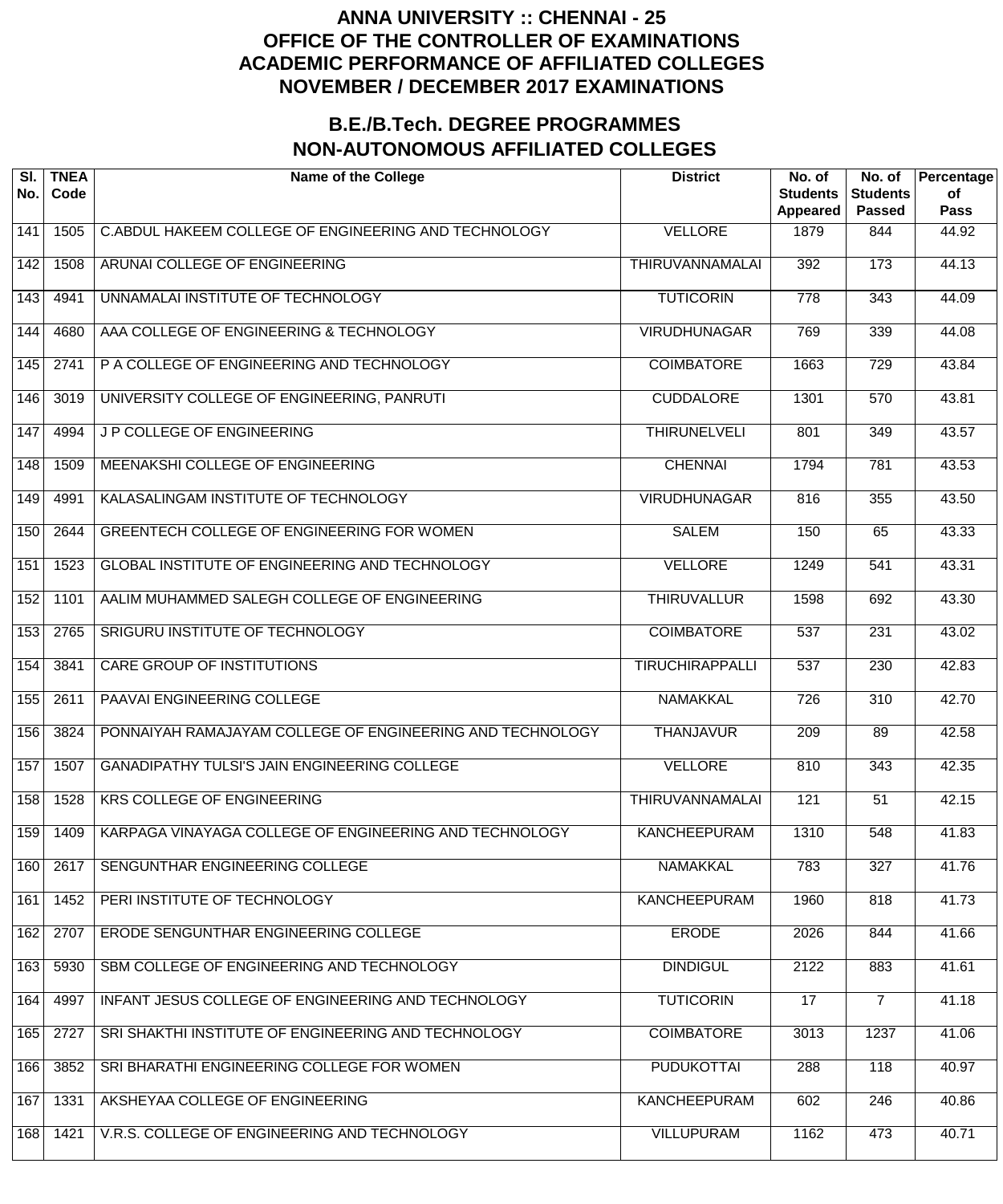# ANNA UNIVERSITY :: CHENNAI - 25
# OFFICE OF THE CONTROLLER OF EXAMINATIONS
# ACADEMIC PERFORMANCE OF AFFILIATED COLLEGES
# NOVEMBER / DECEMBER 2017 EXAMINATIONS

## B.E./B.Tech. DEGREE PROGRAMMES
## NON-AUTONOMOUS AFFILIATED COLLEGES

| Sl. No. | TNEA Code | Name of the College | District | No. of Students Appeared | No. of Students Passed | Percentage of Pass |
|---|---|---|---|---|---|---|
| 141 | 1505 | C.ABDUL HAKEEM COLLEGE OF ENGINEERING AND TECHNOLOGY | VELLORE | 1879 | 844 | 44.92 |
| 142 | 1508 | ARUNAI COLLEGE OF ENGINEERING | THIRUVANNAMALAI | 392 | 173 | 44.13 |
| 143 | 4941 | UNNAMALAI INSTITUTE OF TECHNOLOGY | TUTICORIN | 778 | 343 | 44.09 |
| 144 | 4680 | AAA COLLEGE OF ENGINEERING & TECHNOLOGY | VIRUDHUNAGAR | 769 | 339 | 44.08 |
| 145 | 2741 | P A COLLEGE OF ENGINEERING AND TECHNOLOGY | COIMBATORE | 1663 | 729 | 43.84 |
| 146 | 3019 | UNIVERSITY COLLEGE OF ENGINEERING, PANRUTI | CUDDALORE | 1301 | 570 | 43.81 |
| 147 | 4994 | J P COLLEGE OF ENGINEERING | THIRUNELVELI | 801 | 349 | 43.57 |
| 148 | 1509 | MEENAKSHI COLLEGE OF ENGINEERING | CHENNAI | 1794 | 781 | 43.53 |
| 149 | 4991 | KALASALINGAM INSTITUTE OF TECHNOLOGY | VIRUDHUNAGAR | 816 | 355 | 43.50 |
| 150 | 2644 | GREENTECH COLLEGE OF ENGINEERING FOR WOMEN | SALEM | 150 | 65 | 43.33 |
| 151 | 1523 | GLOBAL INSTITUTE OF ENGINEERING AND TECHNOLOGY | VELLORE | 1249 | 541 | 43.31 |
| 152 | 1101 | AALIM MUHAMMED SALEGH COLLEGE OF ENGINEERING | THIRUVALLUR | 1598 | 692 | 43.30 |
| 153 | 2765 | SRIGURU INSTITUTE OF TECHNOLOGY | COIMBATORE | 537 | 231 | 43.02 |
| 154 | 3841 | CARE GROUP OF INSTITUTIONS | TIRUCHIRAPPALLI | 537 | 230 | 42.83 |
| 155 | 2611 | PAAVAI ENGINEERING COLLEGE | NAMAKKAL | 726 | 310 | 42.70 |
| 156 | 3824 | PONNAIYAH RAMAJAYAM COLLEGE OF ENGINEERING AND TECHNOLOGY | THANJAVUR | 209 | 89 | 42.58 |
| 157 | 1507 | GANADIPATHY TULSI'S JAIN ENGINEERING COLLEGE | VELLORE | 810 | 343 | 42.35 |
| 158 | 1528 | KRS COLLEGE OF ENGINEERING | THIRUVANNAMALAI | 121 | 51 | 42.15 |
| 159 | 1409 | KARPAGA VINAYAGA COLLEGE OF ENGINEERING AND TECHNOLOGY | KANCHEEPURAM | 1310 | 548 | 41.83 |
| 160 | 2617 | SENGUNTHAR ENGINEERING COLLEGE | NAMAKKAL | 783 | 327 | 41.76 |
| 161 | 1452 | PERI INSTITUTE OF TECHNOLOGY | KANCHEEPURAM | 1960 | 818 | 41.73 |
| 162 | 2707 | ERODE SENGUNTHAR ENGINEERING COLLEGE | ERODE | 2026 | 844 | 41.66 |
| 163 | 5930 | SBM COLLEGE OF ENGINEERING AND TECHNOLOGY | DINDIGUL | 2122 | 883 | 41.61 |
| 164 | 4997 | INFANT JESUS COLLEGE OF ENGINEERING AND TECHNOLOGY | TUTICORIN | 17 | 7 | 41.18 |
| 165 | 2727 | SRI SHAKTHI INSTITUTE OF ENGINEERING AND TECHNOLOGY | COIMBATORE | 3013 | 1237 | 41.06 |
| 166 | 3852 | SRI BHARATHI ENGINEERING COLLEGE FOR WOMEN | PUDUKOTTAI | 288 | 118 | 40.97 |
| 167 | 1331 | AKSHEYAA COLLEGE OF ENGINEERING | KANCHEEPURAM | 602 | 246 | 40.86 |
| 168 | 1421 | V.R.S. COLLEGE OF ENGINEERING AND TECHNOLOGY | VILLUPURAM | 1162 | 473 | 40.71 |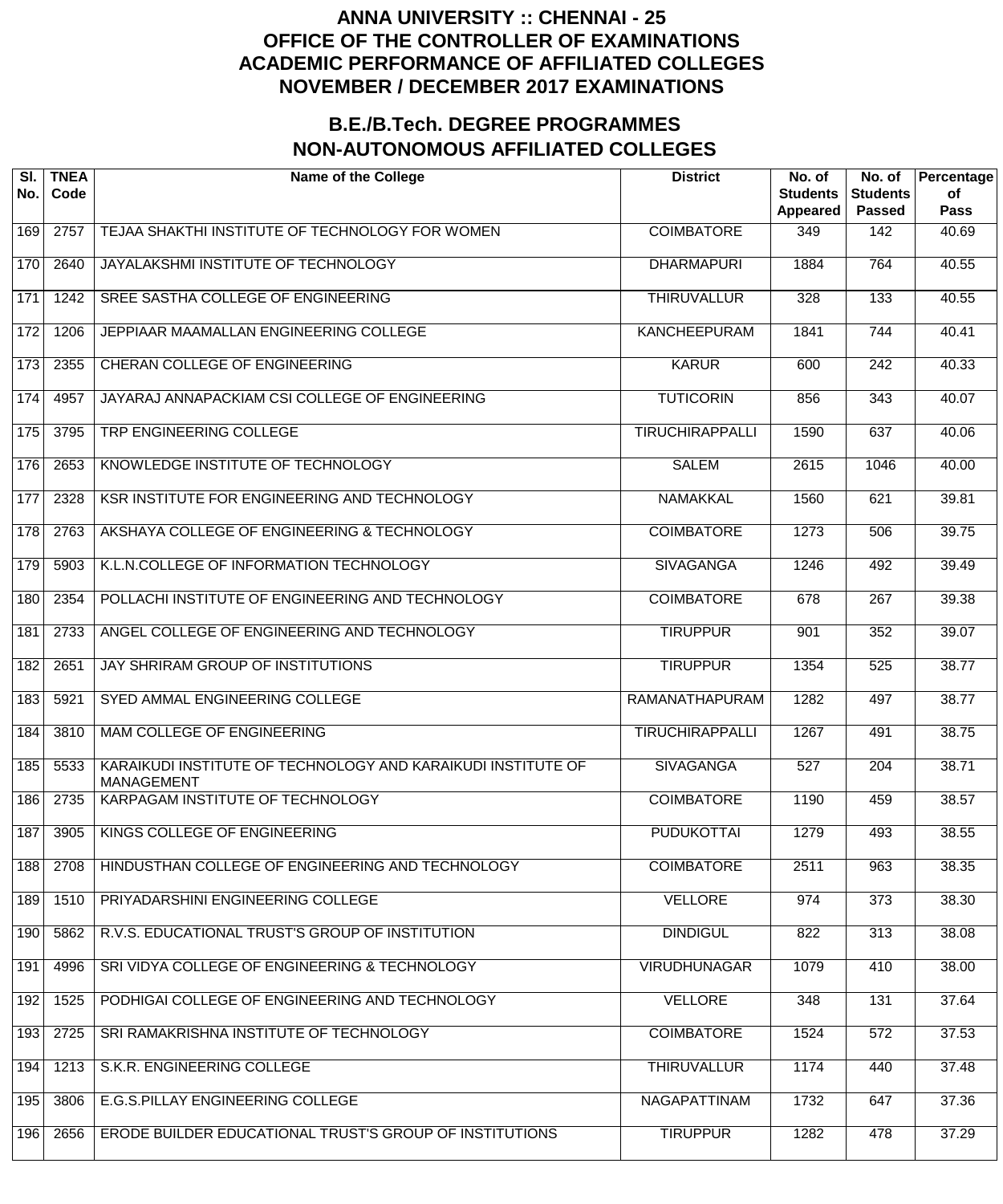# ANNA UNIVERSITY :: CHENNAI - 25
# OFFICE OF THE CONTROLLER OF EXAMINATIONS
# ACADEMIC PERFORMANCE OF AFFILIATED COLLEGES
# NOVEMBER / DECEMBER 2017 EXAMINATIONS

## B.E./B.Tech. DEGREE PROGRAMMES
## NON-AUTONOMOUS AFFILIATED COLLEGES

| Sl. No. | TNEA Code | Name of the College | District | No. of Students Appeared | No. of Students Passed | Percentage of Pass |
|---|---|---|---|---|---|---|
| 169 | 2757 | TEJAA SHAKTHI INSTITUTE OF TECHNOLOGY FOR WOMEN | COIMBATORE | 349 | 142 | 40.69 |
| 170 | 2640 | JAYALAKSHMI INSTITUTE OF TECHNOLOGY | DHARMAPURI | 1884 | 764 | 40.55 |
| 171 | 1242 | SREE SASTHA COLLEGE OF ENGINEERING | THIRUVALLUR | 328 | 133 | 40.55 |
| 172 | 1206 | JEPPIAAR MAAMALLAN ENGINEERING COLLEGE | KANCHEEPURAM | 1841 | 744 | 40.41 |
| 173 | 2355 | CHERAN COLLEGE OF ENGINEERING | KARUR | 600 | 242 | 40.33 |
| 174 | 4957 | JAYARAJ ANNAPACKIAM CSI COLLEGE OF ENGINEERING | TUTICORIN | 856 | 343 | 40.07 |
| 175 | 3795 | TRP ENGINEERING COLLEGE | TIRUCHIRAPPALLI | 1590 | 637 | 40.06 |
| 176 | 2653 | KNOWLEDGE INSTITUTE OF TECHNOLOGY | SALEM | 2615 | 1046 | 40.00 |
| 177 | 2328 | KSR INSTITUTE FOR ENGINEERING AND TECHNOLOGY | NAMAKKAL | 1560 | 621 | 39.81 |
| 178 | 2763 | AKSHAYA COLLEGE OF ENGINEERING & TECHNOLOGY | COIMBATORE | 1273 | 506 | 39.75 |
| 179 | 5903 | K.L.N.COLLEGE OF INFORMATION TECHNOLOGY | SIVAGANGA | 1246 | 492 | 39.49 |
| 180 | 2354 | POLLACHI INSTITUTE OF ENGINEERING AND TECHNOLOGY | COIMBATORE | 678 | 267 | 39.38 |
| 181 | 2733 | ANGEL COLLEGE OF ENGINEERING AND TECHNOLOGY | TIRUPPUR | 901 | 352 | 39.07 |
| 182 | 2651 | JAY SHRIRAM GROUP OF INSTITUTIONS | TIRUPPUR | 1354 | 525 | 38.77 |
| 183 | 5921 | SYED AMMAL ENGINEERING COLLEGE | RAMANATHAPURAM | 1282 | 497 | 38.77 |
| 184 | 3810 | MAM COLLEGE OF ENGINEERING | TIRUCHIRAPPALLI | 1267 | 491 | 38.75 |
| 185 | 5533 | KARAIKUDI INSTITUTE OF TECHNOLOGY AND KARAIKUDI INSTITUTE OF MANAGEMENT | SIVAGANGA | 527 | 204 | 38.71 |
| 186 | 2735 | KARPAGAM INSTITUTE OF TECHNOLOGY | COIMBATORE | 1190 | 459 | 38.57 |
| 187 | 3905 | KINGS COLLEGE OF ENGINEERING | PUDUKOTTAI | 1279 | 493 | 38.55 |
| 188 | 2708 | HINDUSTHAN COLLEGE OF ENGINEERING AND TECHNOLOGY | COIMBATORE | 2511 | 963 | 38.35 |
| 189 | 1510 | PRIYADARSHINI ENGINEERING COLLEGE | VELLORE | 974 | 373 | 38.30 |
| 190 | 5862 | R.V.S. EDUCATIONAL TRUST'S GROUP OF INSTITUTION | DINDIGUL | 822 | 313 | 38.08 |
| 191 | 4996 | SRI VIDYA COLLEGE OF ENGINEERING & TECHNOLOGY | VIRUDHUNAGAR | 1079 | 410 | 38.00 |
| 192 | 1525 | PODHIGAI COLLEGE OF ENGINEERING AND TECHNOLOGY | VELLORE | 348 | 131 | 37.64 |
| 193 | 2725 | SRI RAMAKRISHNA INSTITUTE OF TECHNOLOGY | COIMBATORE | 1524 | 572 | 37.53 |
| 194 | 1213 | S.K.R. ENGINEERING COLLEGE | THIRUVALLUR | 1174 | 440 | 37.48 |
| 195 | 3806 | E.G.S.PILLAY ENGINEERING COLLEGE | NAGAPATTINAM | 1732 | 647 | 37.36 |
| 196 | 2656 | ERODE BUILDER EDUCATIONAL TRUST'S GROUP OF INSTITUTIONS | TIRUPPUR | 1282 | 478 | 37.29 |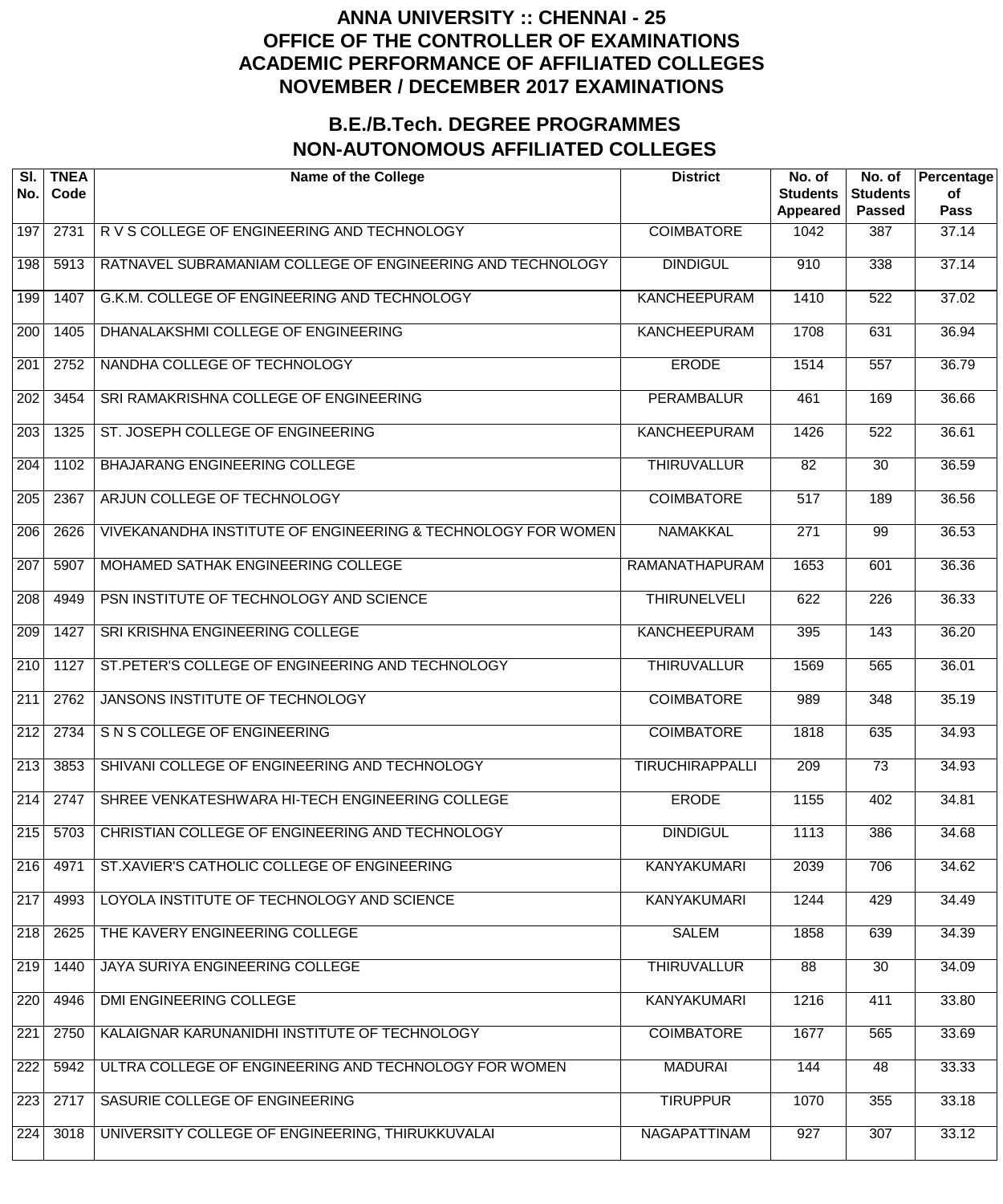# ANNA UNIVERSITY :: CHENNAI - 25
## OFFICE OF THE CONTROLLER OF EXAMINATIONS
## ACADEMIC PERFORMANCE OF AFFILIATED COLLEGES
## NOVEMBER / DECEMBER 2017 EXAMINATIONS

## B.E./B.Tech. DEGREE PROGRAMMES
## NON-AUTONOMOUS AFFILIATED COLLEGES

| Sl. No. | TNEA Code | Name of the College | District | No. of Students Appeared | No. of Students Passed | Percentage of Pass |
|---|---|---|---|---|---|---|
| 197 | 2731 | R V S COLLEGE OF ENGINEERING AND TECHNOLOGY | COIMBATORE | 1042 | 387 | 37.14 |
| 198 | 5913 | RATNAVEL SUBRAMANIAM COLLEGE OF ENGINEERING AND TECHNOLOGY | DINDIGUL | 910 | 338 | 37.14 |
| 199 | 1407 | G.K.M. COLLEGE OF ENGINEERING AND TECHNOLOGY | KANCHEEPURAM | 1410 | 522 | 37.02 |
| 200 | 1405 | DHANALAKSHMI COLLEGE OF ENGINEERING | KANCHEEPURAM | 1708 | 631 | 36.94 |
| 201 | 2752 | NANDHA COLLEGE OF TECHNOLOGY | ERODE | 1514 | 557 | 36.79 |
| 202 | 3454 | SRI RAMAKRISHNA COLLEGE OF ENGINEERING | PERAMBALUR | 461 | 169 | 36.66 |
| 203 | 1325 | ST. JOSEPH COLLEGE OF ENGINEERING | KANCHEEPURAM | 1426 | 522 | 36.61 |
| 204 | 1102 | BHAJARANG ENGINEERING COLLEGE | THIRUVALLUR | 82 | 30 | 36.59 |
| 205 | 2367 | ARJUN COLLEGE OF TECHNOLOGY | COIMBATORE | 517 | 189 | 36.56 |
| 206 | 2626 | VIVEKANANDHA INSTITUTE OF ENGINEERING & TECHNOLOGY FOR WOMEN | NAMAKKAL | 271 | 99 | 36.53 |
| 207 | 5907 | MOHAMED SATHAK ENGINEERING COLLEGE | RAMANATHAPURAM | 1653 | 601 | 36.36 |
| 208 | 4949 | PSN INSTITUTE OF TECHNOLOGY AND SCIENCE | THIRUNELVELI | 622 | 226 | 36.33 |
| 209 | 1427 | SRI KRISHNA ENGINEERING COLLEGE | KANCHEEPURAM | 395 | 143 | 36.20 |
| 210 | 1127 | ST.PETER'S COLLEGE OF ENGINEERING AND TECHNOLOGY | THIRUVALLUR | 1569 | 565 | 36.01 |
| 211 | 2762 | JANSONS INSTITUTE OF TECHNOLOGY | COIMBATORE | 989 | 348 | 35.19 |
| 212 | 2734 | S N S COLLEGE OF ENGINEERING | COIMBATORE | 1818 | 635 | 34.93 |
| 213 | 3853 | SHIVANI COLLEGE OF ENGINEERING AND TECHNOLOGY | TIRUCHIRAPPALLI | 209 | 73 | 34.93 |
| 214 | 2747 | SHREE VENKATESHWARA HI-TECH ENGINEERING COLLEGE | ERODE | 1155 | 402 | 34.81 |
| 215 | 5703 | CHRISTIAN COLLEGE OF ENGINEERING AND TECHNOLOGY | DINDIGUL | 1113 | 386 | 34.68 |
| 216 | 4971 | ST.XAVIER'S CATHOLIC COLLEGE OF ENGINEERING | KANYAKUMARI | 2039 | 706 | 34.62 |
| 217 | 4993 | LOYOLA INSTITUTE OF TECHNOLOGY AND SCIENCE | KANYAKUMARI | 1244 | 429 | 34.49 |
| 218 | 2625 | THE KAVERY ENGINEERING COLLEGE | SALEM | 1858 | 639 | 34.39 |
| 219 | 1440 | JAYA SURIYA ENGINEERING COLLEGE | THIRUVALLUR | 88 | 30 | 34.09 |
| 220 | 4946 | DMI ENGINEERING COLLEGE | KANYAKUMARI | 1216 | 411 | 33.80 |
| 221 | 2750 | KALAIGNAR KARUNANIDHI INSTITUTE OF TECHNOLOGY | COIMBATORE | 1677 | 565 | 33.69 |
| 222 | 5942 | ULTRA COLLEGE OF ENGINEERING AND TECHNOLOGY FOR WOMEN | MADURAI | 144 | 48 | 33.33 |
| 223 | 2717 | SASURIE COLLEGE OF ENGINEERING | TIRUPPUR | 1070 | 355 | 33.18 |
| 224 | 3018 | UNIVERSITY COLLEGE OF ENGINEERING, THIRUKKUVALAI | NAGAPATTINAM | 927 | 307 | 33.12 |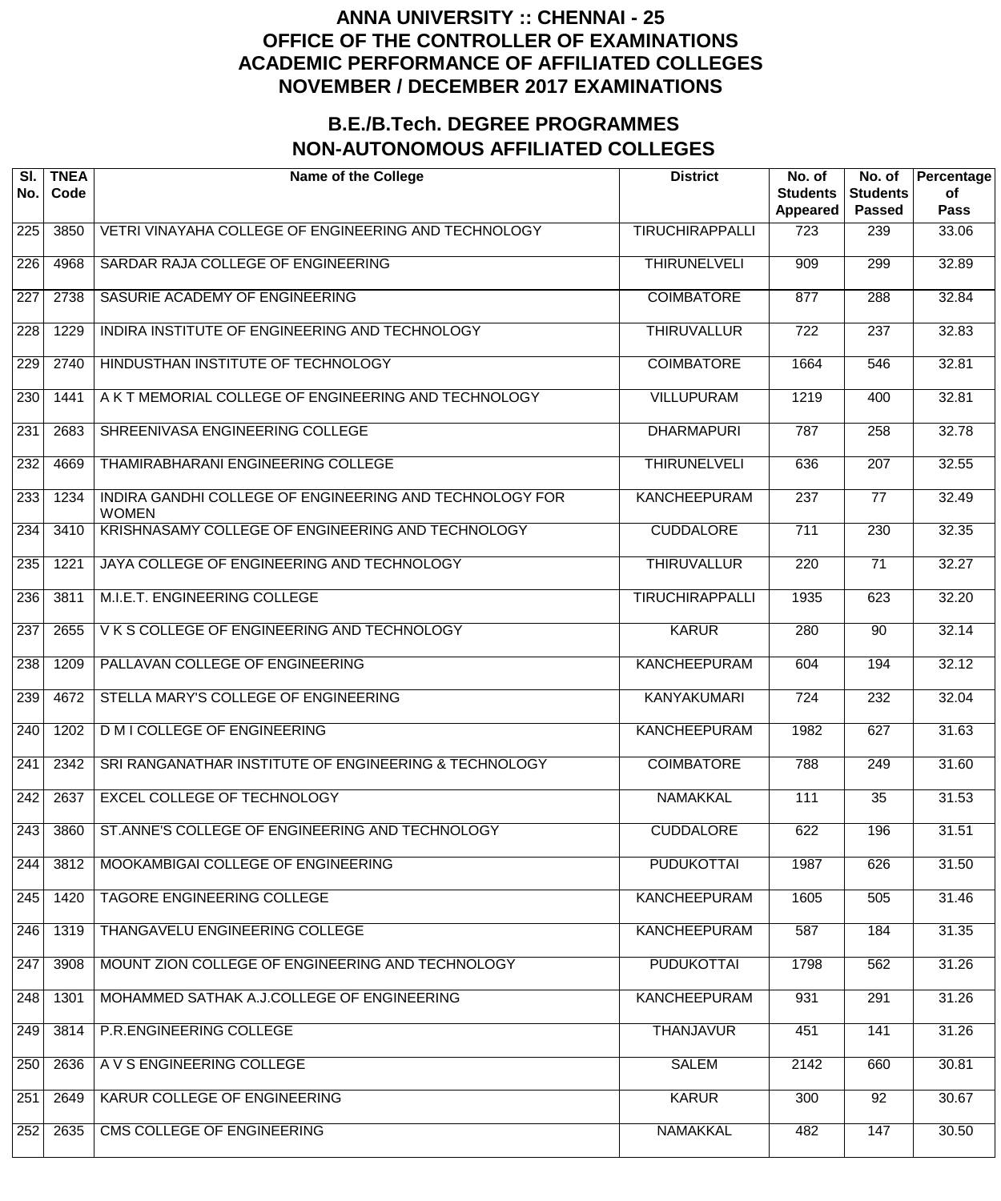# ANNA UNIVERSITY :: CHENNAI - 25
## OFFICE OF THE CONTROLLER OF EXAMINATIONS
## ACADEMIC PERFORMANCE OF AFFILIATED COLLEGES
## NOVEMBER / DECEMBER 2017 EXAMINATIONS

## B.E./B.Tech. DEGREE PROGRAMMES
## NON-AUTONOMOUS AFFILIATED COLLEGES

| Sl. No. | TNEA Code | Name of the College | District | No. of Students Appeared | No. of Students Passed | Percentage of Pass |
|---|---|---|---|---|---|---|
| 225 | 3850 | VETRI VINAYAHA COLLEGE OF ENGINEERING AND TECHNOLOGY | TIRUCHIRAPPALLI | 723 | 239 | 33.06 |
| 226 | 4968 | SARDAR RAJA COLLEGE OF ENGINEERING | THIRUNELVELI | 909 | 299 | 32.89 |
| 227 | 2738 | SASURIE ACADEMY OF ENGINEERING | COIMBATORE | 877 | 288 | 32.84 |
| 228 | 1229 | INDIRA INSTITUTE OF ENGINEERING AND TECHNOLOGY | THIRUVALLUR | 722 | 237 | 32.83 |
| 229 | 2740 | HINDUSTHAN INSTITUTE OF TECHNOLOGY | COIMBATORE | 1664 | 546 | 32.81 |
| 230 | 1441 | A K T MEMORIAL COLLEGE OF ENGINEERING AND TECHNOLOGY | VILLUPURAM | 1219 | 400 | 32.81 |
| 231 | 2683 | SHREENIVASA ENGINEERING COLLEGE | DHARMAPURI | 787 | 258 | 32.78 |
| 232 | 4669 | THAMIRABHARANI ENGINEERING COLLEGE | THIRUNELVELI | 636 | 207 | 32.55 |
| 233 | 1234 | INDIRA GANDHI COLLEGE OF ENGINEERING AND TECHNOLOGY FOR WOMEN | KANCHEEPURAM | 237 | 77 | 32.49 |
| 234 | 3410 | KRISHNASAMY COLLEGE OF ENGINEERING AND TECHNOLOGY | CUDDALORE | 711 | 230 | 32.35 |
| 235 | 1221 | JAYA COLLEGE OF ENGINEERING AND TECHNOLOGY | THIRUVALLUR | 220 | 71 | 32.27 |
| 236 | 3811 | M.I.E.T. ENGINEERING COLLEGE | TIRUCHIRAPPALLI | 1935 | 623 | 32.20 |
| 237 | 2655 | V K S COLLEGE OF ENGINEERING AND TECHNOLOGY | KARUR | 280 | 90 | 32.14 |
| 238 | 1209 | PALLAVAN COLLEGE OF ENGINEERING | KANCHEEPURAM | 604 | 194 | 32.12 |
| 239 | 4672 | STELLA MARY'S COLLEGE OF ENGINEERING | KANYAKUMARI | 724 | 232 | 32.04 |
| 240 | 1202 | D M I COLLEGE OF ENGINEERING | KANCHEEPURAM | 1982 | 627 | 31.63 |
| 241 | 2342 | SRI RANGANATHAR INSTITUTE OF ENGINEERING & TECHNOLOGY | COIMBATORE | 788 | 249 | 31.60 |
| 242 | 2637 | EXCEL COLLEGE OF TECHNOLOGY | NAMAKKAL | 111 | 35 | 31.53 |
| 243 | 3860 | ST.ANNE'S COLLEGE OF ENGINEERING AND TECHNOLOGY | CUDDALORE | 622 | 196 | 31.51 |
| 244 | 3812 | MOOKAMBIGAI COLLEGE OF ENGINEERING | PUDUKOTTAI | 1987 | 626 | 31.50 |
| 245 | 1420 | TAGORE ENGINEERING COLLEGE | KANCHEEPURAM | 1605 | 505 | 31.46 |
| 246 | 1319 | THANGAVELU ENGINEERING COLLEGE | KANCHEEPURAM | 587 | 184 | 31.35 |
| 247 | 3908 | MOUNT ZION COLLEGE OF ENGINEERING AND TECHNOLOGY | PUDUKOTTAI | 1798 | 562 | 31.26 |
| 248 | 1301 | MOHAMMED SATHAK A.J.COLLEGE OF ENGINEERING | KANCHEEPURAM | 931 | 291 | 31.26 |
| 249 | 3814 | P.R.ENGINEERING COLLEGE | THANJAVUR | 451 | 141 | 31.26 |
| 250 | 2636 | A V S ENGINEERING COLLEGE | SALEM | 2142 | 660 | 30.81 |
| 251 | 2649 | KARUR COLLEGE OF ENGINEERING | KARUR | 300 | 92 | 30.67 |
| 252 | 2635 | CMS COLLEGE OF ENGINEERING | NAMAKKAL | 482 | 147 | 30.50 |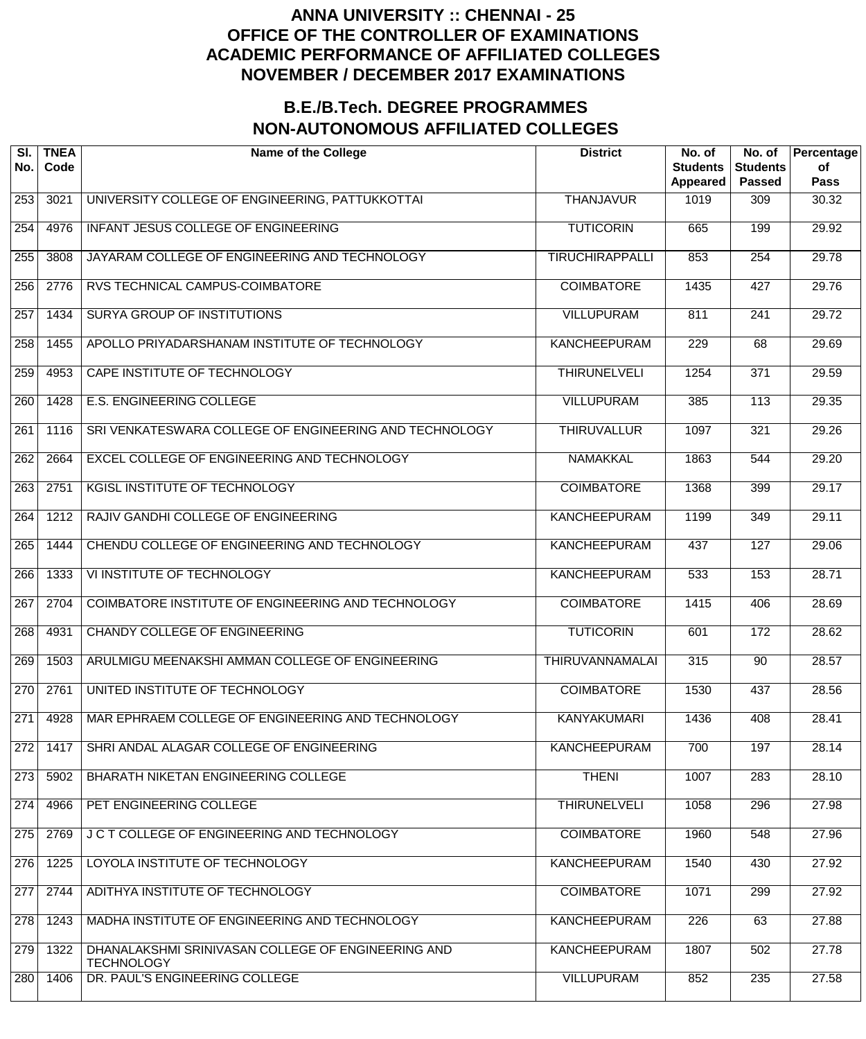# ANNA UNIVERSITY :: CHENNAI - 25
# OFFICE OF THE CONTROLLER OF EXAMINATIONS
# ACADEMIC PERFORMANCE OF AFFILIATED COLLEGES
# NOVEMBER / DECEMBER 2017 EXAMINATIONS

## B.E./B.Tech. DEGREE PROGRAMMES
## NON-AUTONOMOUS AFFILIATED COLLEGES

| Sl. No. | TNEA Code | Name of the College | District | No. of Students Appeared | No. of Students Passed | Percentage of Pass |
|---|---|---|---|---|---|---|
| 253 | 3021 | UNIVERSITY COLLEGE OF ENGINEERING, PATTUKKOTTAI | THANJAVUR | 1019 | 309 | 30.32 |
| 254 | 4976 | INFANT JESUS COLLEGE OF ENGINEERING | TUTICORIN | 665 | 199 | 29.92 |
| 255 | 3808 | JAYARAM COLLEGE OF ENGINEERING AND TECHNOLOGY | TIRUCHIRAPPALLI | 853 | 254 | 29.78 |
| 256 | 2776 | RVS TECHNICAL CAMPUS-COIMBATORE | COIMBATORE | 1435 | 427 | 29.76 |
| 257 | 1434 | SURYA GROUP OF INSTITUTIONS | VILLUPURAM | 811 | 241 | 29.72 |
| 258 | 1455 | APOLLO PRIYADARSHANAM INSTITUTE OF TECHNOLOGY | KANCHEEPURAM | 229 | 68 | 29.69 |
| 259 | 4953 | CAPE INSTITUTE OF TECHNOLOGY | THIRUNELVELI | 1254 | 371 | 29.59 |
| 260 | 1428 | E.S. ENGINEERING COLLEGE | VILLUPURAM | 385 | 113 | 29.35 |
| 261 | 1116 | SRI VENKATESWARA COLLEGE OF ENGINEERING AND TECHNOLOGY | THIRUVALLUR | 1097 | 321 | 29.26 |
| 262 | 2664 | EXCEL COLLEGE OF ENGINEERING AND TECHNOLOGY | NAMAKKAL | 1863 | 544 | 29.20 |
| 263 | 2751 | KGISL INSTITUTE OF TECHNOLOGY | COIMBATORE | 1368 | 399 | 29.17 |
| 264 | 1212 | RAJIV GANDHI COLLEGE OF ENGINEERING | KANCHEEPURAM | 1199 | 349 | 29.11 |
| 265 | 1444 | CHENDU COLLEGE OF ENGINEERING AND TECHNOLOGY | KANCHEEPURAM | 437 | 127 | 29.06 |
| 266 | 1333 | VI INSTITUTE OF TECHNOLOGY | KANCHEEPURAM | 533 | 153 | 28.71 |
| 267 | 2704 | COIMBATORE INSTITUTE OF ENGINEERING AND TECHNOLOGY | COIMBATORE | 1415 | 406 | 28.69 |
| 268 | 4931 | CHANDY COLLEGE OF ENGINEERING | TUTICORIN | 601 | 172 | 28.62 |
| 269 | 1503 | ARULMIGU MEENAKSHI AMMAN COLLEGE OF ENGINEERING | THIRUVANNAMALAI | 315 | 90 | 28.57 |
| 270 | 2761 | UNITED INSTITUTE OF TECHNOLOGY | COIMBATORE | 1530 | 437 | 28.56 |
| 271 | 4928 | MAR EPHRAEM COLLEGE OF ENGINEERING AND TECHNOLOGY | KANYAKUMARI | 1436 | 408 | 28.41 |
| 272 | 1417 | SHRI ANDAL ALAGAR COLLEGE OF ENGINEERING | KANCHEEPURAM | 700 | 197 | 28.14 |
| 273 | 5902 | BHARATH NIKETAN ENGINEERING COLLEGE | THENI | 1007 | 283 | 28.10 |
| 274 | 4966 | PET ENGINEERING COLLEGE | THIRUNELVELI | 1058 | 296 | 27.98 |
| 275 | 2769 | J C T COLLEGE OF ENGINEERING AND TECHNOLOGY | COIMBATORE | 1960 | 548 | 27.96 |
| 276 | 1225 | LOYOLA INSTITUTE OF TECHNOLOGY | KANCHEEPURAM | 1540 | 430 | 27.92 |
| 277 | 2744 | ADITHYA INSTITUTE OF TECHNOLOGY | COIMBATORE | 1071 | 299 | 27.92 |
| 278 | 1243 | MADHA INSTITUTE OF ENGINEERING AND TECHNOLOGY | KANCHEEPURAM | 226 | 63 | 27.88 |
| 279 | 1322 | DHANALAKSHMI SRINIVASAN COLLEGE OF ENGINEERING AND TECHNOLOGY | KANCHEEPURAM | 1807 | 502 | 27.78 |
| 280 | 1406 | DR. PAUL'S ENGINEERING COLLEGE | VILLUPURAM | 852 | 235 | 27.58 |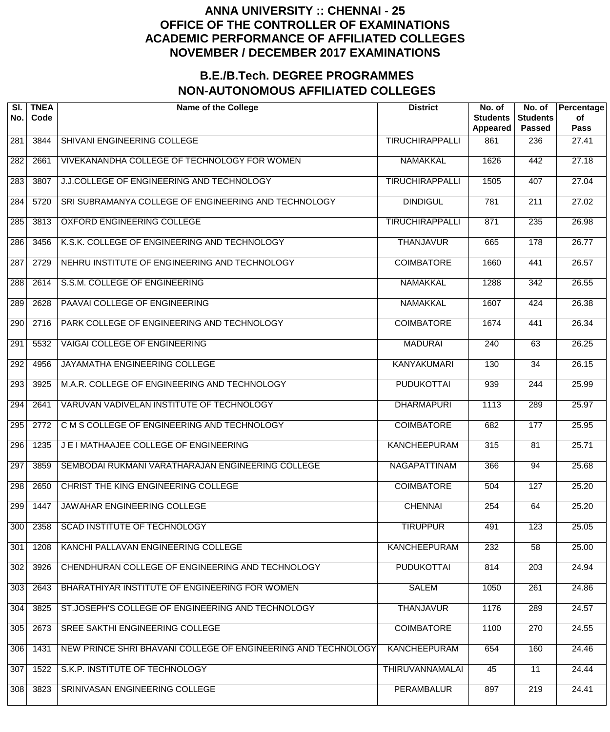# ANNA UNIVERSITY :: CHENNAI - 25
# OFFICE OF THE CONTROLLER OF EXAMINATIONS
# ACADEMIC PERFORMANCE OF AFFILIATED COLLEGES
# NOVEMBER / DECEMBER 2017 EXAMINATIONS

## B.E./B.Tech. DEGREE PROGRAMMES
## NON-AUTONOMOUS AFFILIATED COLLEGES

| Sl. No. | TNEA Code | Name of the College | District | No. of Students Appeared | No. of Students Passed | Percentage of Pass |
|---|---|---|---|---|---|---|
| 281 | 3844 | SHIVANI ENGINEERING COLLEGE | TIRUCHIRAPPALLI | 861 | 236 | 27.41 |
| 282 | 2661 | VIVEKANANDHA COLLEGE OF TECHNOLOGY FOR WOMEN | NAMAKKAL | 1626 | 442 | 27.18 |
| 283 | 3807 | J.J.COLLEGE OF ENGINEERING AND TECHNOLOGY | TIRUCHIRAPPALLI | 1505 | 407 | 27.04 |
| 284 | 5720 | SRI SUBRAMANYA COLLEGE OF ENGINEERING AND TECHNOLOGY | DINDIGUL | 781 | 211 | 27.02 |
| 285 | 3813 | OXFORD ENGINEERING COLLEGE | TIRUCHIRAPPALLI | 871 | 235 | 26.98 |
| 286 | 3456 | K.S.K. COLLEGE OF ENGINEERING AND TECHNOLOGY | THANJAVUR | 665 | 178 | 26.77 |
| 287 | 2729 | NEHRU INSTITUTE OF ENGINEERING AND TECHNOLOGY | COIMBATORE | 1660 | 441 | 26.57 |
| 288 | 2614 | S.S.M. COLLEGE OF ENGINEERING | NAMAKKAL | 1288 | 342 | 26.55 |
| 289 | 2628 | PAAVAI COLLEGE OF ENGINEERING | NAMAKKAL | 1607 | 424 | 26.38 |
| 290 | 2716 | PARK COLLEGE OF ENGINEERING AND TECHNOLOGY | COIMBATORE | 1674 | 441 | 26.34 |
| 291 | 5532 | VAIGAI COLLEGE OF ENGINEERING | MADURAI | 240 | 63 | 26.25 |
| 292 | 4956 | JAYAMATHA ENGINEERING COLLEGE | KANYAKUMARI | 130 | 34 | 26.15 |
| 293 | 3925 | M.A.R. COLLEGE OF ENGINEERING AND TECHNOLOGY | PUDUKOTTAI | 939 | 244 | 25.99 |
| 294 | 2641 | VARUVAN VADIVELAN INSTITUTE OF TECHNOLOGY | DHARMAPURI | 1113 | 289 | 25.97 |
| 295 | 2772 | C M S COLLEGE OF ENGINEERING AND TECHNOLOGY | COIMBATORE | 682 | 177 | 25.95 |
| 296 | 1235 | J E I MATHAAJEE COLLEGE OF ENGINEERING | KANCHEEPURAM | 315 | 81 | 25.71 |
| 297 | 3859 | SEMBODAI RUKMANI VARATHARAJAN ENGINEERING COLLEGE | NAGAPATTINAM | 366 | 94 | 25.68 |
| 298 | 2650 | CHRIST THE KING ENGINEERING COLLEGE | COIMBATORE | 504 | 127 | 25.20 |
| 299 | 1447 | JAWAHAR ENGINEERING COLLEGE | CHENNAI | 254 | 64 | 25.20 |
| 300 | 2358 | SCAD INSTITUTE OF TECHNOLOGY | TIRUPPUR | 491 | 123 | 25.05 |
| 301 | 1208 | KANCHI PALLAVAN ENGINEERING COLLEGE | KANCHEEPURAM | 232 | 58 | 25.00 |
| 302 | 3926 | CHENDHURAN COLLEGE OF ENGINEERING AND TECHNOLOGY | PUDUKOTTAI | 814 | 203 | 24.94 |
| 303 | 2643 | BHARATHIYAR INSTITUTE OF ENGINEERING FOR WOMEN | SALEM | 1050 | 261 | 24.86 |
| 304 | 3825 | ST.JOSEPH'S COLLEGE OF ENGINEERING AND TECHNOLOGY | THANJAVUR | 1176 | 289 | 24.57 |
| 305 | 2673 | SREE SAKTHI ENGINEERING COLLEGE | COIMBATORE | 1100 | 270 | 24.55 |
| 306 | 1431 | NEW PRINCE SHRI BHAVANI COLLEGE OF ENGINEERING AND TECHNOLOGY | KANCHEEPURAM | 654 | 160 | 24.46 |
| 307 | 1522 | S.K.P. INSTITUTE OF TECHNOLOGY | THIRUVANNAMALAI | 45 | 11 | 24.44 |
| 308 | 3823 | SRINIVASAN ENGINEERING COLLEGE | PERAMBALUR | 897 | 219 | 24.41 |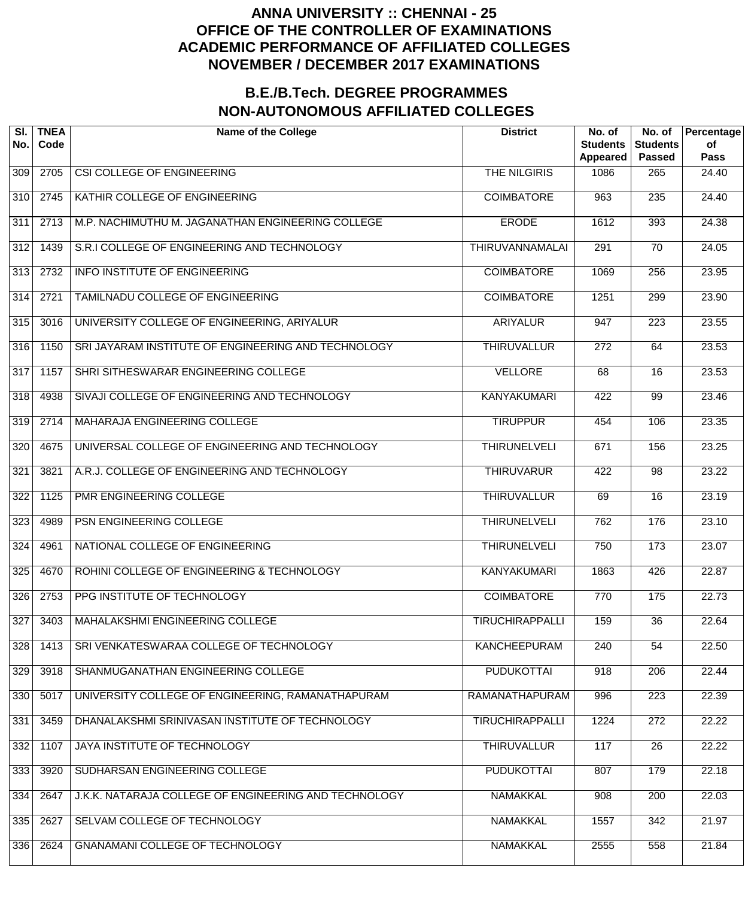# ANNA UNIVERSITY :: CHENNAI - 25
# OFFICE OF THE CONTROLLER OF EXAMINATIONS
# ACADEMIC PERFORMANCE OF AFFILIATED COLLEGES
# NOVEMBER / DECEMBER 2017 EXAMINATIONS

## B.E./B.Tech. DEGREE PROGRAMMES
## NON-AUTONOMOUS AFFILIATED COLLEGES

| Sl. No. | TNEA Code | Name of the College | District | No. of Students Appeared | No. of Students Passed | Percentage of Pass |
|---|---|---|---|---|---|---|
| 309 | 2705 | CSI COLLEGE OF ENGINEERING | THE NILGIRIS | 1086 | 265 | 24.40 |
| 310 | 2745 | KATHIR COLLEGE OF ENGINEERING | COIMBATORE | 963 | 235 | 24.40 |
| 311 | 2713 | M.P. NACHIMUTHU M. JAGANATHAN ENGINEERING COLLEGE | ERODE | 1612 | 393 | 24.38 |
| 312 | 1439 | S.R.I COLLEGE OF ENGINEERING AND TECHNOLOGY | THIRUVANNAMALAI | 291 | 70 | 24.05 |
| 313 | 2732 | INFO INSTITUTE OF ENGINEERING | COIMBATORE | 1069 | 256 | 23.95 |
| 314 | 2721 | TAMILNADU COLLEGE OF ENGINEERING | COIMBATORE | 1251 | 299 | 23.90 |
| 315 | 3016 | UNIVERSITY COLLEGE OF ENGINEERING, ARIYALUR | ARIYALUR | 947 | 223 | 23.55 |
| 316 | 1150 | SRI JAYARAM INSTITUTE OF ENGINEERING AND TECHNOLOGY | THIRUVALLUR | 272 | 64 | 23.53 |
| 317 | 1157 | SHRI SITHESWARAR ENGINEERING COLLEGE | VELLORE | 68 | 16 | 23.53 |
| 318 | 4938 | SIVAJI COLLEGE OF ENGINEERING AND TECHNOLOGY | KANYAKUMARI | 422 | 99 | 23.46 |
| 319 | 2714 | MAHARAJA ENGINEERING COLLEGE | TIRUPPUR | 454 | 106 | 23.35 |
| 320 | 4675 | UNIVERSAL COLLEGE OF ENGINEERING AND TECHNOLOGY | THIRUNELVELI | 671 | 156 | 23.25 |
| 321 | 3821 | A.R.J. COLLEGE OF ENGINEERING AND TECHNOLOGY | THIRUVARUR | 422 | 98 | 23.22 |
| 322 | 1125 | PMR ENGINEERING COLLEGE | THIRUVALLUR | 69 | 16 | 23.19 |
| 323 | 4989 | PSN ENGINEERING COLLEGE | THIRUNELVELI | 762 | 176 | 23.10 |
| 324 | 4961 | NATIONAL COLLEGE OF ENGINEERING | THIRUNELVELI | 750 | 173 | 23.07 |
| 325 | 4670 | ROHINI COLLEGE OF ENGINEERING & TECHNOLOGY | KANYAKUMARI | 1863 | 426 | 22.87 |
| 326 | 2753 | PPG INSTITUTE OF TECHNOLOGY | COIMBATORE | 770 | 175 | 22.73 |
| 327 | 3403 | MAHALAKSHMI ENGINEERING COLLEGE | TIRUCHIRAPPALLI | 159 | 36 | 22.64 |
| 328 | 1413 | SRI VENKATESWARAA COLLEGE OF TECHNOLOGY | KANCHEEPURAM | 240 | 54 | 22.50 |
| 329 | 3918 | SHANMUGANATHAN ENGINEERING COLLEGE | PUDUKOTTAI | 918 | 206 | 22.44 |
| 330 | 5017 | UNIVERSITY COLLEGE OF ENGINEERING, RAMANATHAPURAM | RAMANATHAPURAM | 996 | 223 | 22.39 |
| 331 | 3459 | DHANALAKSHMI SRINIVASAN INSTITUTE OF TECHNOLOGY | TIRUCHIRAPPALLI | 1224 | 272 | 22.22 |
| 332 | 1107 | JAYA INSTITUTE OF TECHNOLOGY | THIRUVALLUR | 117 | 26 | 22.22 |
| 333 | 3920 | SUDHARSAN ENGINEERING COLLEGE | PUDUKOTTAI | 807 | 179 | 22.18 |
| 334 | 2647 | J.K.K. NATARAJA COLLEGE OF ENGINEERING AND TECHNOLOGY | NAMAKKAL | 908 | 200 | 22.03 |
| 335 | 2627 | SELVAM COLLEGE OF TECHNOLOGY | NAMAKKAL | 1557 | 342 | 21.97 |
| 336 | 2624 | GNANAMANI COLLEGE OF TECHNOLOGY | NAMAKKAL | 2555 | 558 | 21.84 |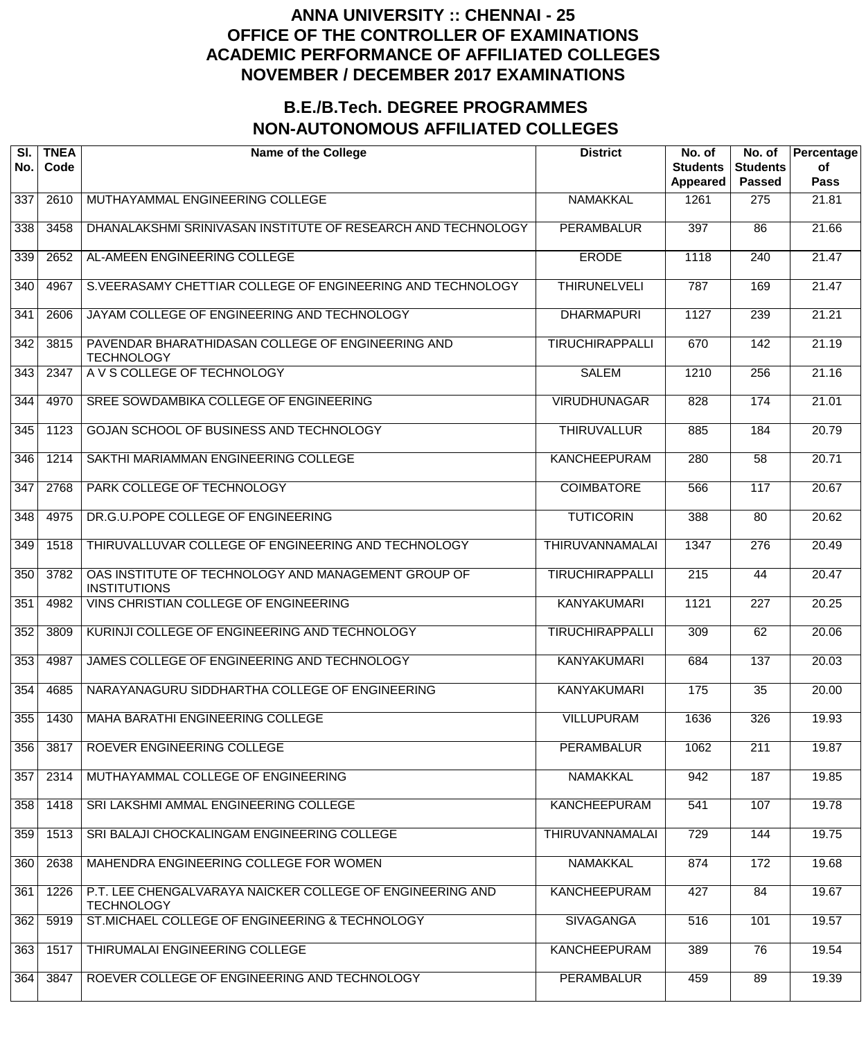# ANNA UNIVERSITY :: CHENNAI - 25
## OFFICE OF THE CONTROLLER OF EXAMINATIONS
## ACADEMIC PERFORMANCE OF AFFILIATED COLLEGES
## NOVEMBER / DECEMBER 2017 EXAMINATIONS

## B.E./B.Tech. DEGREE PROGRAMMES
## NON-AUTONOMOUS AFFILIATED COLLEGES

| Sl. No. | TNEA Code | Name of the College | District | No. of Students Appeared | No. of Students Passed | Percentage of Pass |
|---|---|---|---|---|---|---|
| 337 | 2610 | MUTHAYAMMAL ENGINEERING COLLEGE | NAMAKKAL | 1261 | 275 | 21.81 |
| 338 | 3458 | DHANALAKSHMI SRINIVASAN INSTITUTE OF RESEARCH AND TECHNOLOGY | PERAMBALUR | 397 | 86 | 21.66 |
| 339 | 2652 | AL-AMEEN ENGINEERING COLLEGE | ERODE | 1118 | 240 | 21.47 |
| 340 | 4967 | S.VEERASAMY CHETTIAR COLLEGE OF ENGINEERING AND TECHNOLOGY | THIRUNELVELI | 787 | 169 | 21.47 |
| 341 | 2606 | JAYAM COLLEGE OF ENGINEERING AND TECHNOLOGY | DHARMAPURI | 1127 | 239 | 21.21 |
| 342 | 3815 | PAVENDAR BHARATHIDASAN COLLEGE OF ENGINEERING AND TECHNOLOGY | TIRUCHIRAPPALLI | 670 | 142 | 21.19 |
| 343 | 2347 | A V S COLLEGE OF TECHNOLOGY | SALEM | 1210 | 256 | 21.16 |
| 344 | 4970 | SREE SOWDAMBIKA COLLEGE OF ENGINEERING | VIRUDHUNAGAR | 828 | 174 | 21.01 |
| 345 | 1123 | GOJAN SCHOOL OF BUSINESS AND TECHNOLOGY | THIRUVALLUR | 885 | 184 | 20.79 |
| 346 | 1214 | SAKTHI MARIAMMAN ENGINEERING COLLEGE | KANCHEEPURAM | 280 | 58 | 20.71 |
| 347 | 2768 | PARK COLLEGE OF TECHNOLOGY | COIMBATORE | 566 | 117 | 20.67 |
| 348 | 4975 | DR.G.U.POPE COLLEGE OF ENGINEERING | TUTICORIN | 388 | 80 | 20.62 |
| 349 | 1518 | THIRUVALLUVAR COLLEGE OF ENGINEERING AND TECHNOLOGY | THIRUVANNAMALAI | 1347 | 276 | 20.49 |
| 350 | 3782 | OAS INSTITUTE OF TECHNOLOGY AND MANAGEMENT GROUP OF INSTITUTIONS | TIRUCHIRAPPALLI | 215 | 44 | 20.47 |
| 351 | 4982 | VINS CHRISTIAN COLLEGE OF ENGINEERING | KANYAKUMARI | 1121 | 227 | 20.25 |
| 352 | 3809 | KURINJI COLLEGE OF ENGINEERING AND TECHNOLOGY | TIRUCHIRAPPALLI | 309 | 62 | 20.06 |
| 353 | 4987 | JAMES COLLEGE OF ENGINEERING AND TECHNOLOGY | KANYAKUMARI | 684 | 137 | 20.03 |
| 354 | 4685 | NARAYANAGURU SIDDHARTHA COLLEGE OF ENGINEERING | KANYAKUMARI | 175 | 35 | 20.00 |
| 355 | 1430 | MAHA BARATHI ENGINEERING COLLEGE | VILLUPURAM | 1636 | 326 | 19.93 |
| 356 | 3817 | ROEVER ENGINEERING COLLEGE | PERAMBALUR | 1062 | 211 | 19.87 |
| 357 | 2314 | MUTHAYAMMAL COLLEGE OF ENGINEERING | NAMAKKAL | 942 | 187 | 19.85 |
| 358 | 1418 | SRI LAKSHMI AMMAL ENGINEERING COLLEGE | KANCHEEPURAM | 541 | 107 | 19.78 |
| 359 | 1513 | SRI BALAJI CHOCKALINGAM ENGINEERING COLLEGE | THIRUVANNAMALAI | 729 | 144 | 19.75 |
| 360 | 2638 | MAHENDRA ENGINEERING COLLEGE FOR WOMEN | NAMAKKAL | 874 | 172 | 19.68 |
| 361 | 1226 | P.T. LEE CHENGALVARAYA NAICKER COLLEGE OF ENGINEERING AND TECHNOLOGY | KANCHEEPURAM | 427 | 84 | 19.67 |
| 362 | 5919 | ST.MICHAEL COLLEGE OF ENGINEERING & TECHNOLOGY | SIVAGANGA | 516 | 101 | 19.57 |
| 363 | 1517 | THIRUMALAI ENGINEERING COLLEGE | KANCHEEPURAM | 389 | 76 | 19.54 |
| 364 | 3847 | ROEVER COLLEGE OF ENGINEERING AND TECHNOLOGY | PERAMBALUR | 459 | 89 | 19.39 |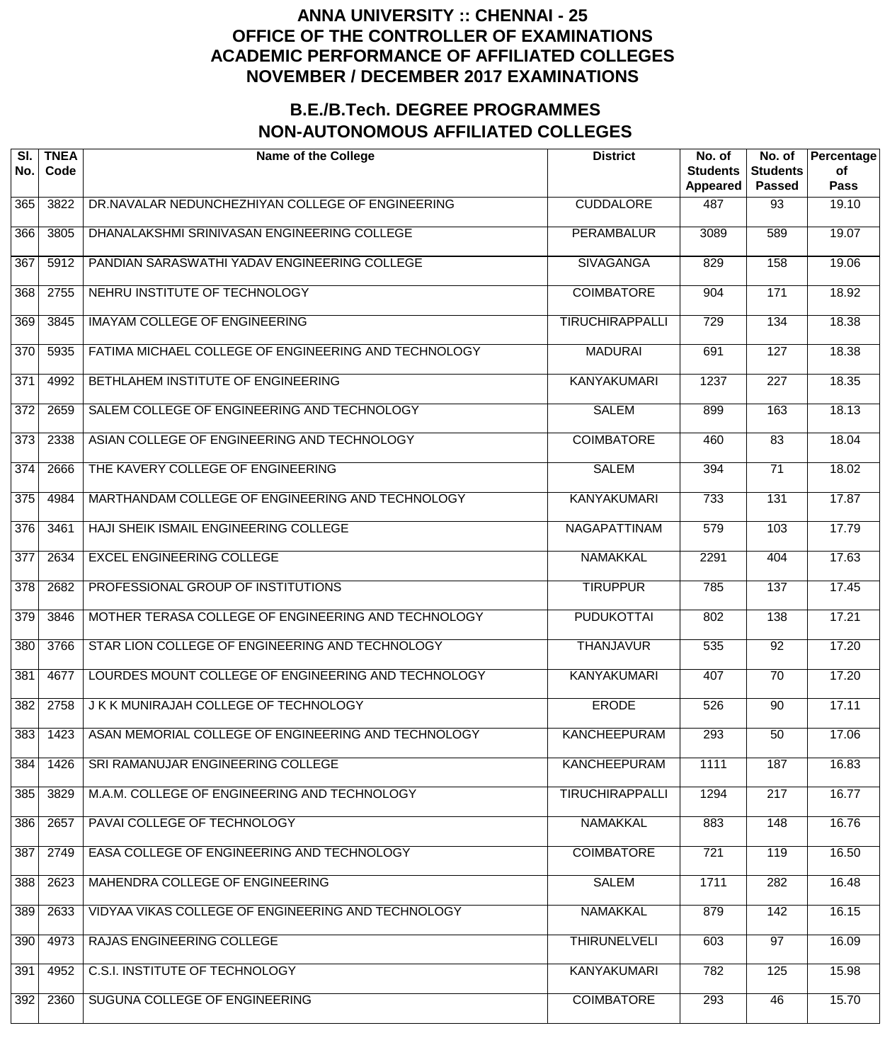# ANNA UNIVERSITY :: CHENNAI - 25
# OFFICE OF THE CONTROLLER OF EXAMINATIONS
# ACADEMIC PERFORMANCE OF AFFILIATED COLLEGES
# NOVEMBER / DECEMBER 2017 EXAMINATIONS

## B.E./B.Tech. DEGREE PROGRAMMES
## NON-AUTONOMOUS AFFILIATED COLLEGES

| Sl. No. | TNEA Code | Name of the College | District | No. of Students Appeared | No. of Students Passed | Percentage of Pass |
|---|---|---|---|---|---|---|
| 365 | 3822 | DR.NAVALAR NEDUNCHEZHIYAN COLLEGE OF ENGINEERING | CUDDALORE | 487 | 93 | 19.10 |
| 366 | 3805 | DHANALAKSHMI SRINIVASAN ENGINEERING COLLEGE | PERAMBALUR | 3089 | 589 | 19.07 |
| 367 | 5912 | PANDIAN SARASWATHI YADAV ENGINEERING COLLEGE | SIVAGANGA | 829 | 158 | 19.06 |
| 368 | 2755 | NEHRU INSTITUTE OF TECHNOLOGY | COIMBATORE | 904 | 171 | 18.92 |
| 369 | 3845 | IMAYAM COLLEGE OF ENGINEERING | TIRUCHIRAPPALLI | 729 | 134 | 18.38 |
| 370 | 5935 | FATIMA MICHAEL COLLEGE OF ENGINEERING AND TECHNOLOGY | MADURAI | 691 | 127 | 18.38 |
| 371 | 4992 | BETHLAHEM INSTITUTE OF ENGINEERING | KANYAKUMARI | 1237 | 227 | 18.35 |
| 372 | 2659 | SALEM COLLEGE OF ENGINEERING AND TECHNOLOGY | SALEM | 899 | 163 | 18.13 |
| 373 | 2338 | ASIAN COLLEGE OF ENGINEERING AND TECHNOLOGY | COIMBATORE | 460 | 83 | 18.04 |
| 374 | 2666 | THE KAVERY COLLEGE OF ENGINEERING | SALEM | 394 | 71 | 18.02 |
| 375 | 4984 | MARTHANDAM COLLEGE OF ENGINEERING AND TECHNOLOGY | KANYAKUMARI | 733 | 131 | 17.87 |
| 376 | 3461 | HAJI SHEIK ISMAIL ENGINEERING COLLEGE | NAGAPATTINAM | 579 | 103 | 17.79 |
| 377 | 2634 | EXCEL ENGINEERING COLLEGE | NAMAKKAL | 2291 | 404 | 17.63 |
| 378 | 2682 | PROFESSIONAL GROUP OF INSTITUTIONS | TIRUPPUR | 785 | 137 | 17.45 |
| 379 | 3846 | MOTHER TERASA COLLEGE OF ENGINEERING AND TECHNOLOGY | PUDUKOTTAI | 802 | 138 | 17.21 |
| 380 | 3766 | STAR LION COLLEGE OF ENGINEERING AND TECHNOLOGY | THANJAVUR | 535 | 92 | 17.20 |
| 381 | 4677 | LOURDES MOUNT COLLEGE OF ENGINEERING AND TECHNOLOGY | KANYAKUMARI | 407 | 70 | 17.20 |
| 382 | 2758 | J K K MUNIRAJAH COLLEGE OF TECHNOLOGY | ERODE | 526 | 90 | 17.11 |
| 383 | 1423 | ASAN MEMORIAL COLLEGE OF ENGINEERING AND TECHNOLOGY | KANCHEEPURAM | 293 | 50 | 17.06 |
| 384 | 1426 | SRI RAMANUJAR ENGINEERING COLLEGE | KANCHEEPURAM | 1111 | 187 | 16.83 |
| 385 | 3829 | M.A.M. COLLEGE OF ENGINEERING AND TECHNOLOGY | TIRUCHIRAPPALLI | 1294 | 217 | 16.77 |
| 386 | 2657 | PAVAI COLLEGE OF TECHNOLOGY | NAMAKKAL | 883 | 148 | 16.76 |
| 387 | 2749 | EASA COLLEGE OF ENGINEERING AND TECHNOLOGY | COIMBATORE | 721 | 119 | 16.50 |
| 388 | 2623 | MAHENDRA COLLEGE OF ENGINEERING | SALEM | 1711 | 282 | 16.48 |
| 389 | 2633 | VIDYAA VIKAS COLLEGE OF ENGINEERING AND TECHNOLOGY | NAMAKKAL | 879 | 142 | 16.15 |
| 390 | 4973 | RAJAS ENGINEERING COLLEGE | THIRUNELVELI | 603 | 97 | 16.09 |
| 391 | 4952 | C.S.I. INSTITUTE OF TECHNOLOGY | KANYAKUMARI | 782 | 125 | 15.98 |
| 392 | 2360 | SUGUNA COLLEGE OF ENGINEERING | COIMBATORE | 293 | 46 | 15.70 |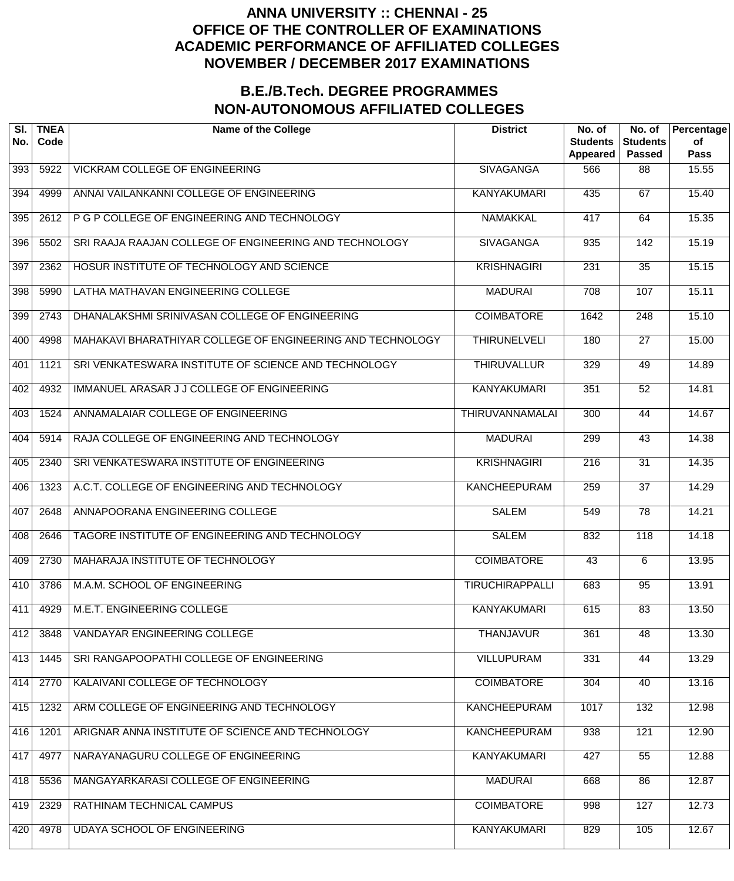# ANNA UNIVERSITY :: CHENNAI - 25
# OFFICE OF THE CONTROLLER OF EXAMINATIONS
# ACADEMIC PERFORMANCE OF AFFILIATED COLLEGES
# NOVEMBER / DECEMBER 2017 EXAMINATIONS

## B.E./B.Tech. DEGREE PROGRAMMES
## NON-AUTONOMOUS AFFILIATED COLLEGES

| Sl. No. | TNEA Code | Name of the College | District | No. of Students Appeared | No. of Students Passed | Percentage of Pass |
|---|---|---|---|---|---|---|
| 393 | 5922 | VICKRAM COLLEGE OF ENGINEERING | SIVAGANGA | 566 | 88 | 15.55 |
| 394 | 4999 | ANNAI VAILANKANNI COLLEGE OF ENGINEERING | KANYAKUMARI | 435 | 67 | 15.40 |
| 395 | 2612 | P G P COLLEGE OF ENGINEERING AND TECHNOLOGY | NAMAKKAL | 417 | 64 | 15.35 |
| 396 | 5502 | SRI RAAJA RAAJAN COLLEGE OF ENGINEERING AND TECHNOLOGY | SIVAGANGA | 935 | 142 | 15.19 |
| 397 | 2362 | HOSUR INSTITUTE OF TECHNOLOGY AND SCIENCE | KRISHNAGIRI | 231 | 35 | 15.15 |
| 398 | 5990 | LATHA MATHAVAN ENGINEERING COLLEGE | MADURAI | 708 | 107 | 15.11 |
| 399 | 2743 | DHANALAKSHMI SRINIVASAN COLLEGE OF ENGINEERING | COIMBATORE | 1642 | 248 | 15.10 |
| 400 | 4998 | MAHAKAVI BHARATHIYAR COLLEGE OF ENGINEERING AND TECHNOLOGY | THIRUNELVELI | 180 | 27 | 15.00 |
| 401 | 1121 | SRI VENKATESWARA INSTITUTE OF SCIENCE AND TECHNOLOGY | THIRUVALLUR | 329 | 49 | 14.89 |
| 402 | 4932 | IMMANUEL ARASAR J J COLLEGE OF ENGINEERING | KANYAKUMARI | 351 | 52 | 14.81 |
| 403 | 1524 | ANNAMALAIAR COLLEGE OF ENGINEERING | THIRUVANNAMALAI | 300 | 44 | 14.67 |
| 404 | 5914 | RAJA COLLEGE OF ENGINEERING AND TECHNOLOGY | MADURAI | 299 | 43 | 14.38 |
| 405 | 2340 | SRI VENKATESWARA INSTITUTE OF ENGINEERING | KRISHNAGIRI | 216 | 31 | 14.35 |
| 406 | 1323 | A.C.T. COLLEGE OF ENGINEERING AND TECHNOLOGY | KANCHEEPURAM | 259 | 37 | 14.29 |
| 407 | 2648 | ANNAPOORANA ENGINEERING COLLEGE | SALEM | 549 | 78 | 14.21 |
| 408 | 2646 | TAGORE INSTITUTE OF ENGINEERING AND TECHNOLOGY | SALEM | 832 | 118 | 14.18 |
| 409 | 2730 | MAHARAJA INSTITUTE OF TECHNOLOGY | COIMBATORE | 43 | 6 | 13.95 |
| 410 | 3786 | M.A.M. SCHOOL OF ENGINEERING | TIRUCHIRAPPALLI | 683 | 95 | 13.91 |
| 411 | 4929 | M.E.T. ENGINEERING COLLEGE | KANYAKUMARI | 615 | 83 | 13.50 |
| 412 | 3848 | VANDAYAR ENGINEERING COLLEGE | THANJAVUR | 361 | 48 | 13.30 |
| 413 | 1445 | SRI RANGAPOOPATHI COLLEGE OF ENGINEERING | VILLUPURAM | 331 | 44 | 13.29 |
| 414 | 2770 | KALAIVANI COLLEGE OF TECHNOLOGY | COIMBATORE | 304 | 40 | 13.16 |
| 415 | 1232 | ARM COLLEGE OF ENGINEERING AND TECHNOLOGY | KANCHEEPURAM | 1017 | 132 | 12.98 |
| 416 | 1201 | ARIGNAR ANNA INSTITUTE OF SCIENCE AND TECHNOLOGY | KANCHEEPURAM | 938 | 121 | 12.90 |
| 417 | 4977 | NARAYANAGURU COLLEGE OF ENGINEERING | KANYAKUMARI | 427 | 55 | 12.88 |
| 418 | 5536 | MANGAYARKARASI COLLEGE OF ENGINEERING | MADURAI | 668 | 86 | 12.87 |
| 419 | 2329 | RATHINAM TECHNICAL CAMPUS | COIMBATORE | 998 | 127 | 12.73 |
| 420 | 4978 | UDAYA SCHOOL OF ENGINEERING | KANYAKUMARI | 829 | 105 | 12.67 |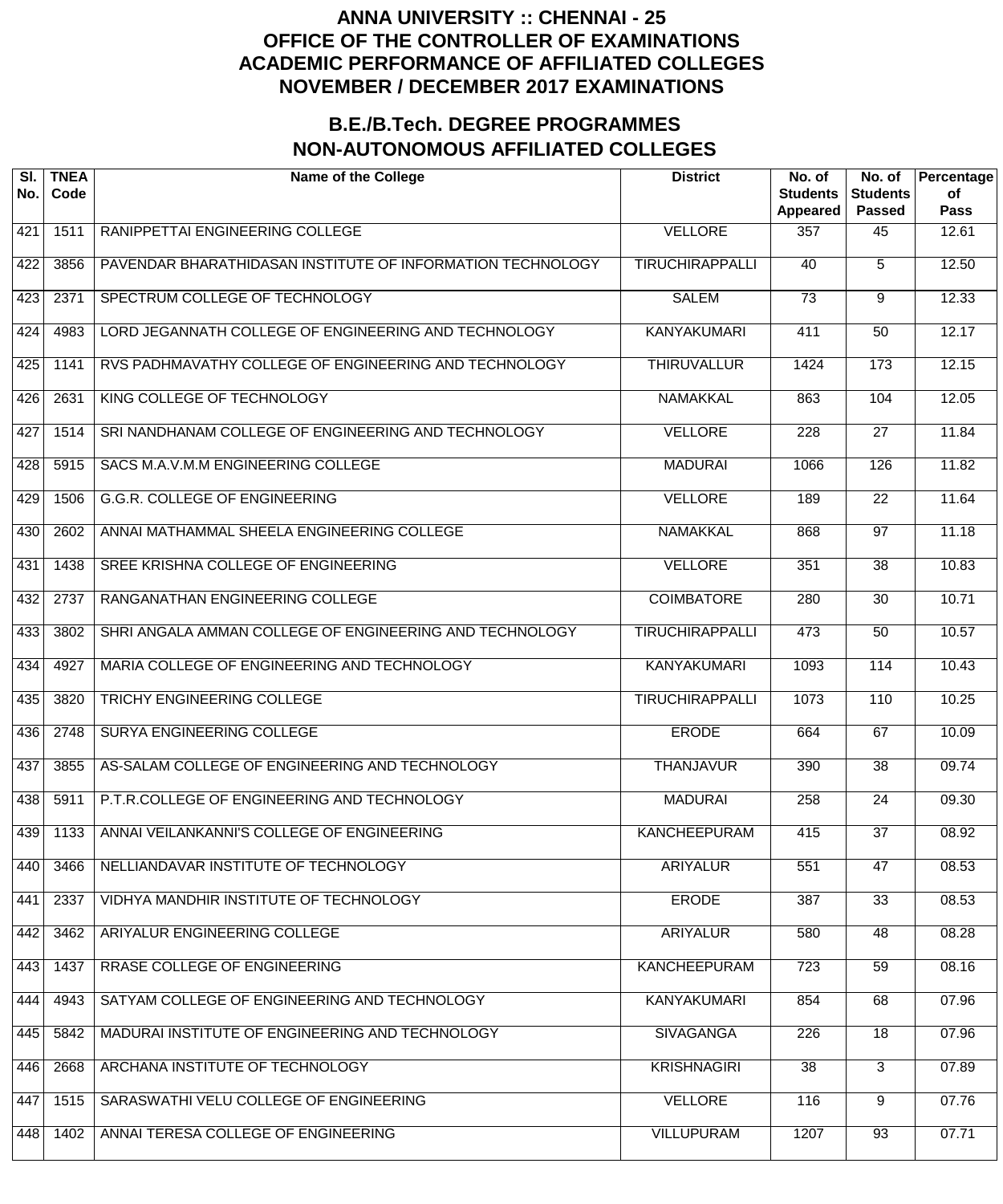# ANNA UNIVERSITY :: CHENNAI - 25
# OFFICE OF THE CONTROLLER OF EXAMINATIONS
# ACADEMIC PERFORMANCE OF AFFILIATED COLLEGES
# NOVEMBER / DECEMBER 2017 EXAMINATIONS

## B.E./B.Tech. DEGREE PROGRAMMES
## NON-AUTONOMOUS AFFILIATED COLLEGES

| Sl. No. | TNEA Code | Name of the College | District | No. of Students Appeared | No. of Students Passed | Percentage of Pass |
|---|---|---|---|---|---|---|
| 421 | 1511 | RANIPPETTAI ENGINEERING COLLEGE | VELLORE | 357 | 45 | 12.61 |
| 422 | 3856 | PAVENDAR BHARATHIDASAN INSTITUTE OF INFORMATION TECHNOLOGY | TIRUCHIRAPPALLI | 40 | 5 | 12.50 |
| 423 | 2371 | SPECTRUM COLLEGE OF TECHNOLOGY | SALEM | 73 | 9 | 12.33 |
| 424 | 4983 | LORD JEGANNATH COLLEGE OF ENGINEERING AND TECHNOLOGY | KANYAKUMARI | 411 | 50 | 12.17 |
| 425 | 1141 | RVS PADHMAVATHY COLLEGE OF ENGINEERING AND TECHNOLOGY | THIRUVALLUR | 1424 | 173 | 12.15 |
| 426 | 2631 | KING COLLEGE OF TECHNOLOGY | NAMAKKAL | 863 | 104 | 12.05 |
| 427 | 1514 | SRI NANDHANAM COLLEGE OF ENGINEERING AND TECHNOLOGY | VELLORE | 228 | 27 | 11.84 |
| 428 | 5915 | SACS M.A.V.M.M ENGINEERING COLLEGE | MADURAI | 1066 | 126 | 11.82 |
| 429 | 1506 | G.G.R. COLLEGE OF ENGINEERING | VELLORE | 189 | 22 | 11.64 |
| 430 | 2602 | ANNAI MATHAMMAL SHEELA ENGINEERING COLLEGE | NAMAKKAL | 868 | 97 | 11.18 |
| 431 | 1438 | SREE KRISHNA COLLEGE OF ENGINEERING | VELLORE | 351 | 38 | 10.83 |
| 432 | 2737 | RANGANATHAN ENGINEERING COLLEGE | COIMBATORE | 280 | 30 | 10.71 |
| 433 | 3802 | SHRI ANGALA AMMAN COLLEGE OF ENGINEERING AND TECHNOLOGY | TIRUCHIRAPPALLI | 473 | 50 | 10.57 |
| 434 | 4927 | MARIA COLLEGE OF ENGINEERING AND TECHNOLOGY | KANYAKUMARI | 1093 | 114 | 10.43 |
| 435 | 3820 | TRICHY ENGINEERING COLLEGE | TIRUCHIRAPPALLI | 1073 | 110 | 10.25 |
| 436 | 2748 | SURYA ENGINEERING COLLEGE | ERODE | 664 | 67 | 10.09 |
| 437 | 3855 | AS-SALAM COLLEGE OF ENGINEERING AND TECHNOLOGY | THANJAVUR | 390 | 38 | 09.74 |
| 438 | 5911 | P.T.R.COLLEGE OF ENGINEERING AND TECHNOLOGY | MADURAI | 258 | 24 | 09.30 |
| 439 | 1133 | ANNAI VEILANKANNI'S COLLEGE OF ENGINEERING | KANCHEEPURAM | 415 | 37 | 08.92 |
| 440 | 3466 | NELLIANDAVAR INSTITUTE OF TECHNOLOGY | ARIYALUR | 551 | 47 | 08.53 |
| 441 | 2337 | VIDHYA MANDHIR INSTITUTE OF TECHNOLOGY | ERODE | 387 | 33 | 08.53 |
| 442 | 3462 | ARIYALUR ENGINEERING COLLEGE | ARIYALUR | 580 | 48 | 08.28 |
| 443 | 1437 | RRASE COLLEGE OF ENGINEERING | KANCHEEPURAM | 723 | 59 | 08.16 |
| 444 | 4943 | SATYAM COLLEGE OF ENGINEERING AND TECHNOLOGY | KANYAKUMARI | 854 | 68 | 07.96 |
| 445 | 5842 | MADURAI INSTITUTE OF ENGINEERING AND TECHNOLOGY | SIVAGANGA | 226 | 18 | 07.96 |
| 446 | 2668 | ARCHANA INSTITUTE OF TECHNOLOGY | KRISHNAGIRI | 38 | 3 | 07.89 |
| 447 | 1515 | SARASWATHI VELU COLLEGE OF ENGINEERING | VELLORE | 116 | 9 | 07.76 |
| 448 | 1402 | ANNAI TERESA COLLEGE OF ENGINEERING | VILLUPURAM | 1207 | 93 | 07.71 |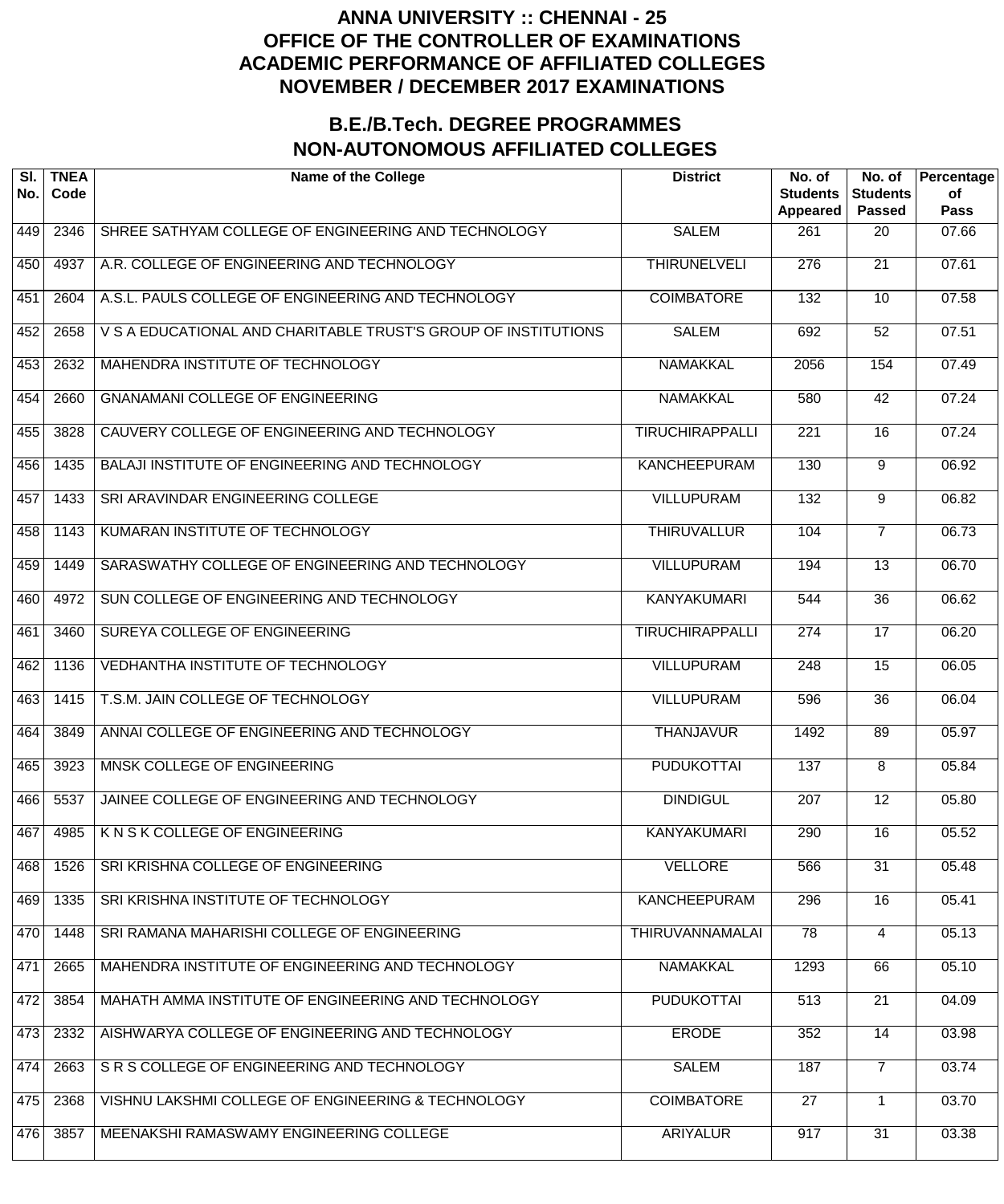# ANNA UNIVERSITY :: CHENNAI - 25
# OFFICE OF THE CONTROLLER OF EXAMINATIONS
# ACADEMIC PERFORMANCE OF AFFILIATED COLLEGES
# NOVEMBER / DECEMBER 2017 EXAMINATIONS

## B.E./B.Tech. DEGREE PROGRAMMES
## NON-AUTONOMOUS AFFILIATED COLLEGES

| Sl. No. | TNEA Code | Name of the College | District | No. of Students Appeared | No. of Students Passed | Percentage of Pass |
|---|---|---|---|---|---|---|
| 449 | 2346 | SHREE SATHYAM COLLEGE OF ENGINEERING AND TECHNOLOGY | SALEM | 261 | 20 | 07.66 |
| 450 | 4937 | A.R. COLLEGE OF ENGINEERING AND TECHNOLOGY | THIRUNELVELI | 276 | 21 | 07.61 |
| 451 | 2604 | A.S.L. PAULS COLLEGE OF ENGINEERING AND TECHNOLOGY | COIMBATORE | 132 | 10 | 07.58 |
| 452 | 2658 | V S A EDUCATIONAL AND CHARITABLE TRUST'S GROUP OF INSTITUTIONS | SALEM | 692 | 52 | 07.51 |
| 453 | 2632 | MAHENDRA INSTITUTE OF TECHNOLOGY | NAMAKKAL | 2056 | 154 | 07.49 |
| 454 | 2660 | GNANAMANI COLLEGE OF ENGINEERING | NAMAKKAL | 580 | 42 | 07.24 |
| 455 | 3828 | CAUVERY COLLEGE OF ENGINEERING AND TECHNOLOGY | TIRUCHIRAPPALLI | 221 | 16 | 07.24 |
| 456 | 1435 | BALAJI INSTITUTE OF ENGINEERING AND TECHNOLOGY | KANCHEEPURAM | 130 | 9 | 06.92 |
| 457 | 1433 | SRI ARAVINDAR ENGINEERING COLLEGE | VILLUPURAM | 132 | 9 | 06.82 |
| 458 | 1143 | KUMARAN INSTITUTE OF TECHNOLOGY | THIRUVALLUR | 104 | 7 | 06.73 |
| 459 | 1449 | SARASWATHY COLLEGE OF ENGINEERING AND TECHNOLOGY | VILLUPURAM | 194 | 13 | 06.70 |
| 460 | 4972 | SUN COLLEGE OF ENGINEERING AND TECHNOLOGY | KANYAKUMARI | 544 | 36 | 06.62 |
| 461 | 3460 | SUREYA COLLEGE OF ENGINEERING | TIRUCHIRAPPALLI | 274 | 17 | 06.20 |
| 462 | 1136 | VEDHANTHA INSTITUTE OF TECHNOLOGY | VILLUPURAM | 248 | 15 | 06.05 |
| 463 | 1415 | T.S.M. JAIN COLLEGE OF TECHNOLOGY | VILLUPURAM | 596 | 36 | 06.04 |
| 464 | 3849 | ANNAI COLLEGE OF ENGINEERING AND TECHNOLOGY | THANJAVUR | 1492 | 89 | 05.97 |
| 465 | 3923 | MNSK COLLEGE OF ENGINEERING | PUDUKOTTAI | 137 | 8 | 05.84 |
| 466 | 5537 | JAINEE COLLEGE OF ENGINEERING AND TECHNOLOGY | DINDIGUL | 207 | 12 | 05.80 |
| 467 | 4985 | K N S K COLLEGE OF ENGINEERING | KANYAKUMARI | 290 | 16 | 05.52 |
| 468 | 1526 | SRI KRISHNA COLLEGE OF ENGINEERING | VELLORE | 566 | 31 | 05.48 |
| 469 | 1335 | SRI KRISHNA INSTITUTE OF TECHNOLOGY | KANCHEEPURAM | 296 | 16 | 05.41 |
| 470 | 1448 | SRI RAMANA MAHARISHI COLLEGE OF ENGINEERING | THIRUVANNAMALAI | 78 | 4 | 05.13 |
| 471 | 2665 | MAHENDRA INSTITUTE OF ENGINEERING AND TECHNOLOGY | NAMAKKAL | 1293 | 66 | 05.10 |
| 472 | 3854 | MAHATH AMMA INSTITUTE OF ENGINEERING AND TECHNOLOGY | PUDUKOTTAI | 513 | 21 | 04.09 |
| 473 | 2332 | AISHWARYA COLLEGE OF ENGINEERING AND TECHNOLOGY | ERODE | 352 | 14 | 03.98 |
| 474 | 2663 | S R S COLLEGE OF ENGINEERING AND TECHNOLOGY | SALEM | 187 | 7 | 03.74 |
| 475 | 2368 | VISHNU LAKSHMI COLLEGE OF ENGINEERING & TECHNOLOGY | COIMBATORE | 27 | 1 | 03.70 |
| 476 | 3857 | MEENAKSHI RAMASWAMY ENGINEERING COLLEGE | ARIYALUR | 917 | 31 | 03.38 |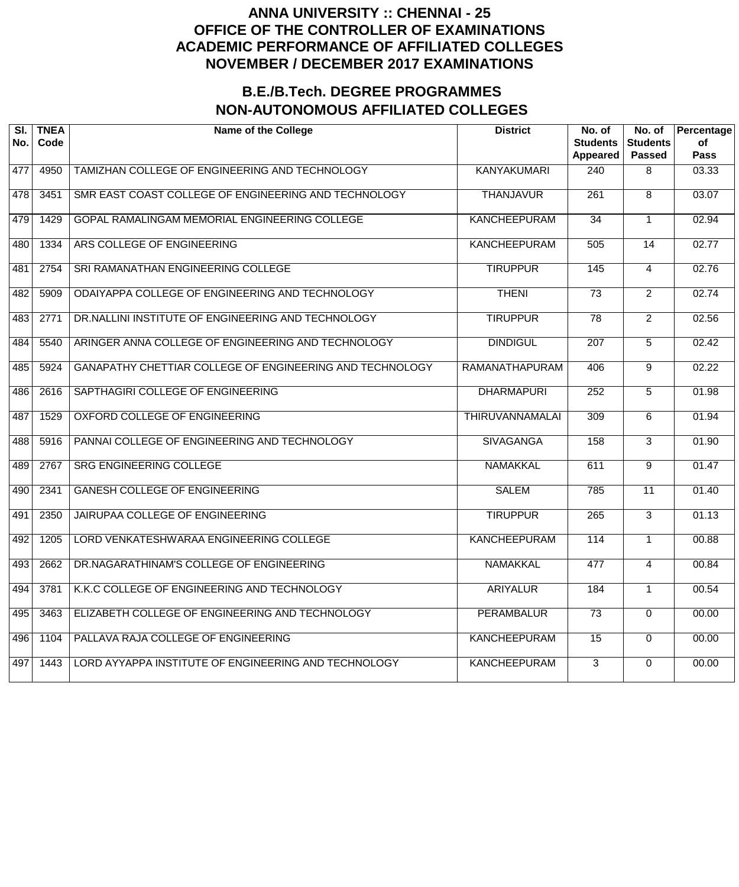# ANNA UNIVERSITY :: CHENNAI - 25
# OFFICE OF THE CONTROLLER OF EXAMINATIONS
# ACADEMIC PERFORMANCE OF AFFILIATED COLLEGES
# NOVEMBER / DECEMBER 2017 EXAMINATIONS

## B.E./B.Tech. DEGREE PROGRAMMES
## NON-AUTONOMOUS AFFILIATED COLLEGES

| Sl. No. | TNEA Code | Name of the College | District | No. of Students Appeared | No. of Students Passed | Percentage of Pass |
|---|---|---|---|---|---|---|
| 477 | 4950 | TAMIZHAN COLLEGE OF ENGINEERING AND TECHNOLOGY | KANYAKUMARI | 240 | 8 | 03.33 |
| 478 | 3451 | SMR EAST COAST COLLEGE OF ENGINEERING AND TECHNOLOGY | THANJAVUR | 261 | 8 | 03.07 |
| 479 | 1429 | GOPAL RAMALINGAM MEMORIAL ENGINEERING COLLEGE | KANCHEEPURAM | 34 | 1 | 02.94 |
| 480 | 1334 | ARS COLLEGE OF ENGINEERING | KANCHEEPURAM | 505 | 14 | 02.77 |
| 481 | 2754 | SRI RAMANATHAN ENGINEERING COLLEGE | TIRUPPUR | 145 | 4 | 02.76 |
| 482 | 5909 | ODAIYAPPA COLLEGE OF ENGINEERING AND TECHNOLOGY | THENI | 73 | 2 | 02.74 |
| 483 | 2771 | DR.NALLINI INSTITUTE OF ENGINEERING AND TECHNOLOGY | TIRUPPUR | 78 | 2 | 02.56 |
| 484 | 5540 | ARINGER ANNA COLLEGE OF ENGINEERING AND TECHNOLOGY | DINDIGUL | 207 | 5 | 02.42 |
| 485 | 5924 | GANAPATHY CHETTIAR COLLEGE OF ENGINEERING AND TECHNOLOGY | RAMANATHAPURAM | 406 | 9 | 02.22 |
| 486 | 2616 | SAPTHAGIRI COLLEGE OF ENGINEERING | DHARMAPURI | 252 | 5 | 01.98 |
| 487 | 1529 | OXFORD COLLEGE OF ENGINEERING | THIRUVANNAMALAI | 309 | 6 | 01.94 |
| 488 | 5916 | PANNAI COLLEGE OF ENGINEERING AND TECHNOLOGY | SIVAGANGA | 158 | 3 | 01.90 |
| 489 | 2767 | SRG ENGINEERING COLLEGE | NAMAKKAL | 611 | 9 | 01.47 |
| 490 | 2341 | GANESH COLLEGE OF ENGINEERING | SALEM | 785 | 11 | 01.40 |
| 491 | 2350 | JAIRUPAA COLLEGE OF ENGINEERING | TIRUPPUR | 265 | 3 | 01.13 |
| 492 | 1205 | LORD VENKATESHWARAA ENGINEERING COLLEGE | KANCHEEPURAM | 114 | 1 | 00.88 |
| 493 | 2662 | DR.NAGARATHINAM'S COLLEGE OF ENGINEERING | NAMAKKAL | 477 | 4 | 00.84 |
| 494 | 3781 | K.K.C COLLEGE OF ENGINEERING AND TECHNOLOGY | ARIYALUR | 184 | 1 | 00.54 |
| 495 | 3463 | ELIZABETH COLLEGE OF ENGINEERING AND TECHNOLOGY | PERAMBALUR | 73 | 0 | 00.00 |
| 496 | 1104 | PALLAVA RAJA COLLEGE OF ENGINEERING | KANCHEEPURAM | 15 | 0 | 00.00 |
| 497 | 1443 | LORD AYYAPPA INSTITUTE OF ENGINEERING AND TECHNOLOGY | KANCHEEPURAM | 3 | 0 | 00.00 |